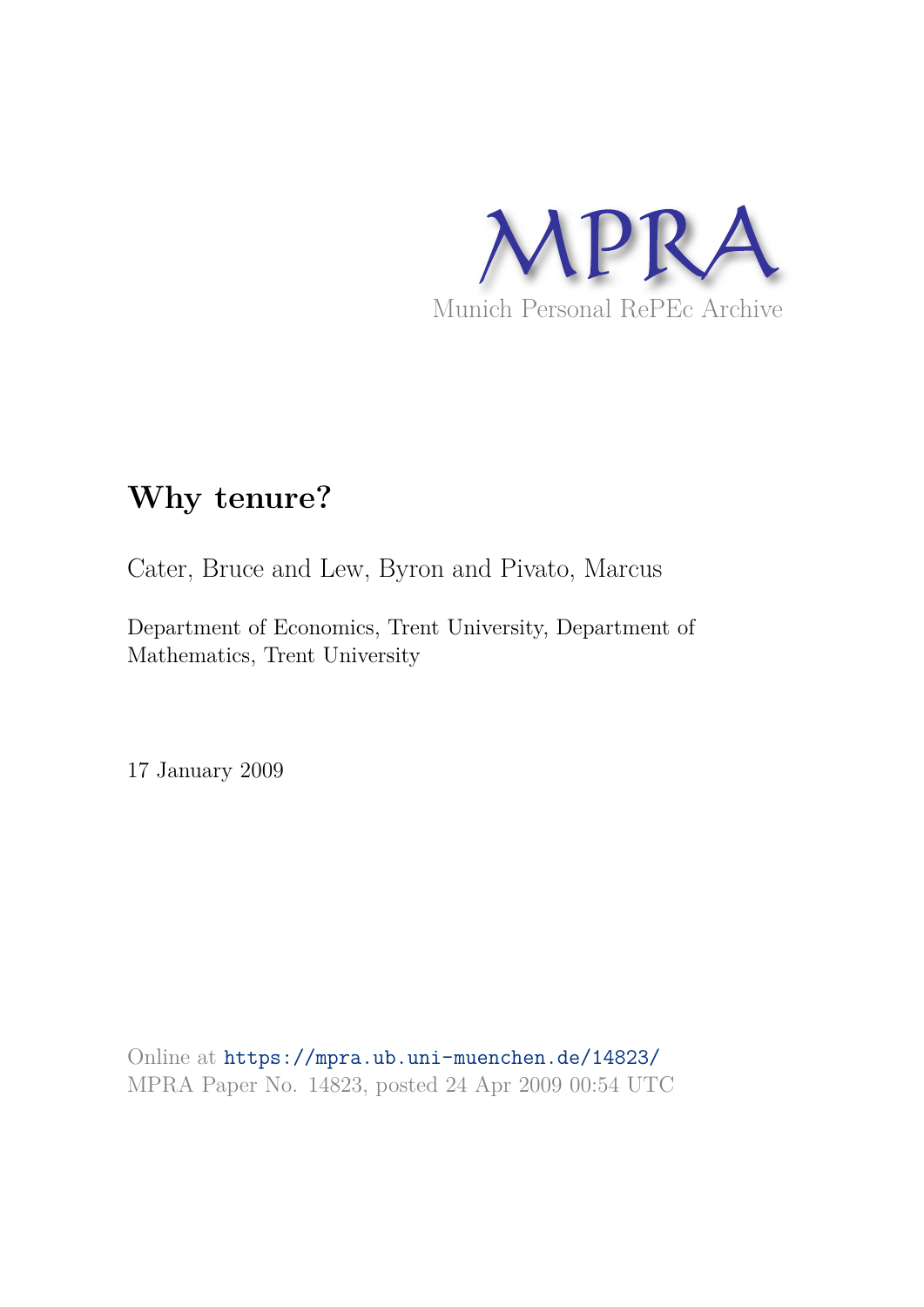MPRA

Munich Personal RePEc Archive

# Why tenure?

Cater, Bruce and Lew, Byron and Pivato, Marcus

Department of Economics, Trent University, Department of Mathematics, Trent University

17 January 2009

Online at https://mpra.ub.uni-muenchen.de/14823/
MPRA Paper No. 14823, posted 24 Apr 2009 00:54 UTC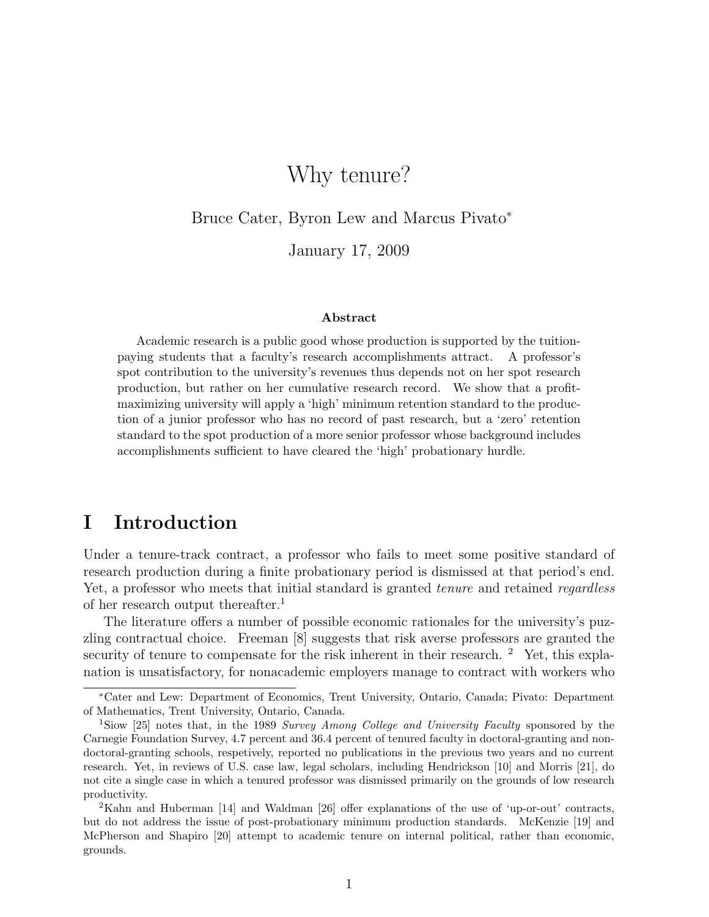# Why tenure?

Bruce Cater, Byron Lew and Marcus Pivato*

January 17, 2009

**Abstract**

Academic research is a public good whose production is supported by the tuition-paying students that a faculty's research accomplishments attract. A professor's spot contribution to the university's revenues thus depends not on her spot research production, but rather on her cumulative research record. We show that a profit-maximizing university will apply a 'high' minimum retention standard to the production of a junior professor who has no record of past research, but a 'zero' retention standard to the spot production of a more senior professor whose background includes accomplishments sufficient to have cleared the 'high' probationary hurdle.

# I Introduction

Under a tenure-track contract, a professor who fails to meet some positive standard of research production during a finite probationary period is dismissed at that period's end. Yet, a professor who meets that initial standard is granted *tenure* and retained *regardless* of her research output thereafter.[1]

The literature offers a number of possible economic rationales for the university's puzzling contractual choice. Freeman [8] suggests that risk averse professors are granted the security of tenure to compensate for the risk inherent in their research. [2] Yet, this explanation is unsatisfactory, for nonacademic employers manage to contract with workers who

---

*Cater and Lew: Department of Economics, Trent University, Ontario, Canada; Pivato: Department of Mathematics, Trent University, Ontario, Canada.

[1] Siow [25] notes that, in the 1989 *Survey Among College and University Faculty* sponsored by the Carnegie Foundation Survey, 4.7 percent and 36.4 percent of tenured faculty in doctoral-granting and non-doctoral-granting schools, respetively, reported no publications in the previous two years and no current research. Yet, in reviews of U.S. case law, legal scholars, including Hendrickson [10] and Morris [21], do not cite a single case in which a tenured professor was dismissed primarily on the grounds of low research productivity.

[2] Kahn and Huberman [14] and Waldman [26] offer explanations of the use of 'up-or-out' contracts, but do not address the issue of post-probationary minimum production standards. McKenzie [19] and McPherson and Shapiro [20] attempt to academic tenure on internal political, rather than economic, grounds.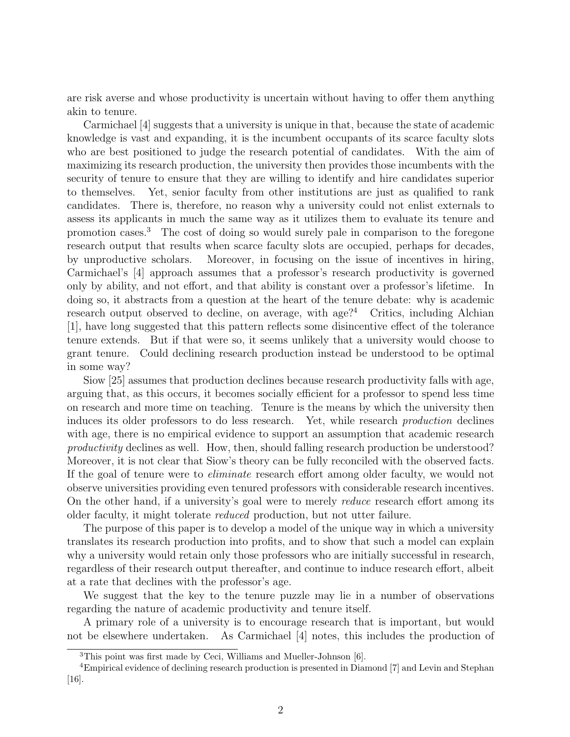are risk averse and whose productivity is uncertain without having to offer them anything akin to tenure.

Carmichael [4] suggests that a university is unique in that, because the state of academic knowledge is vast and expanding, it is the incumbent occupants of its scarce faculty slots who are best positioned to judge the research potential of candidates. With the aim of maximizing its research production, the university then provides those incumbents with the security of tenure to ensure that they are willing to identify and hire candidates superior to themselves. Yet, senior faculty from other institutions are just as qualified to rank candidates. There is, therefore, no reason why a university could not enlist externals to assess its applicants in much the same way as it utilizes them to evaluate its tenure and promotion cases.[3] The cost of doing so would surely pale in comparison to the foregone research output that results when scarce faculty slots are occupied, perhaps for decades, by unproductive scholars. Moreover, in focusing on the issue of incentives in hiring, Carmichael's [4] approach assumes that a professor's research productivity is governed only by ability, and not effort, and that ability is constant over a professor's lifetime. In doing so, it abstracts from a question at the heart of the tenure debate: why is academic research output observed to decline, on average, with age?[4] Critics, including Alchian [1], have long suggested that this pattern reflects some disincentive effect of the tolerance tenure extends. But if that were so, it seems unlikely that a university would choose to grant tenure. Could declining research production instead be understood to be optimal in some way?

Siow [25] assumes that production declines because research productivity falls with age, arguing that, as this occurs, it becomes socially efficient for a professor to spend less time on research and more time on teaching. Tenure is the means by which the university then induces its older professors to do less research. Yet, while research *production* declines with age, there is no empirical evidence to support an assumption that academic research *productivity* declines as well. How, then, should falling research production be understood? Moreover, it is not clear that Siow's theory can be fully reconciled with the observed facts. If the goal of tenure were to *eliminate* research effort among older faculty, we would not observe universities providing even tenured professors with considerable research incentives. On the other hand, if a university's goal were to merely *reduce* research effort among its older faculty, it might tolerate *reduced* production, but not utter failure.

The purpose of this paper is to develop a model of the unique way in which a university translates its research production into profits, and to show that such a model can explain why a university would retain only those professors who are initially successful in research, regardless of their research output thereafter, and continue to induce research effort, albeit at a rate that declines with the professor's age.

We suggest that the key to the tenure puzzle may lie in a number of observations regarding the nature of academic productivity and tenure itself.

A primary role of a university is to encourage research that is important, but would not be elsewhere undertaken. As Carmichael [4] notes, this includes the production of

---

[3] This point was first made by Ceci, Williams and Mueller-Johnson [6].

[4] Empirical evidence of declining research production is presented in Diamond [7] and Levin and Stephan [16].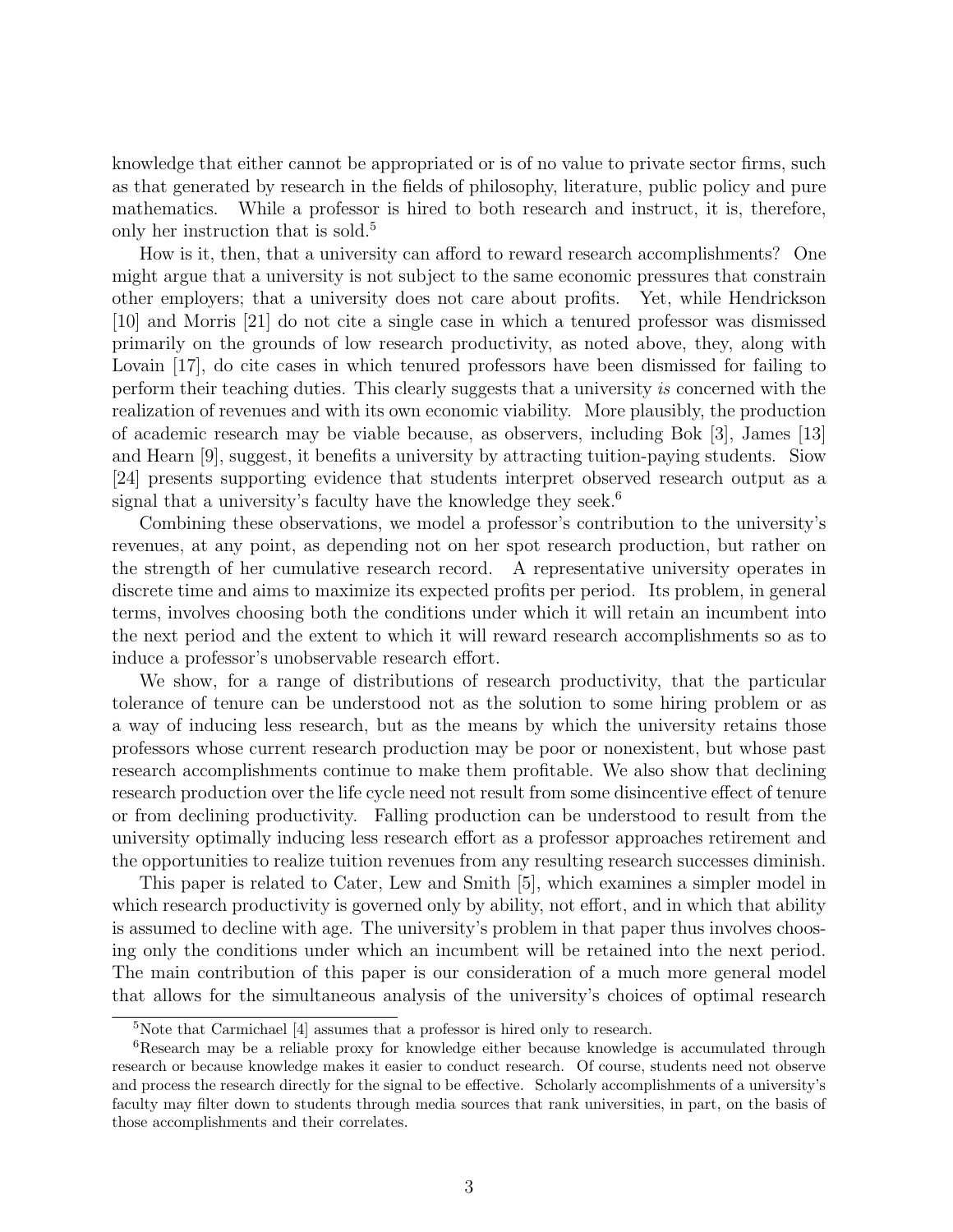knowledge that either cannot be appropriated or is of no value to private sector firms, such as that generated by research in the fields of philosophy, literature, public policy and pure mathematics. While a professor is hired to both research and instruct, it is, therefore, only her instruction that is sold.[5]

How is it, then, that a university can afford to reward research accomplishments? One might argue that a university is not subject to the same economic pressures that constrain other employers; that a university does not care about profits. Yet, while Hendrickson [10] and Morris [21] do not cite a single case in which a tenured professor was dismissed primarily on the grounds of low research productivity, as noted above, they, along with Lovain [17], do cite cases in which tenured professors have been dismissed for failing to perform their teaching duties. This clearly suggests that a university *is* concerned with the realization of revenues and with its own economic viability. More plausibly, the production of academic research may be viable because, as observers, including Bok [3], James [13] and Hearn [9], suggest, it benefits a university by attracting tuition-paying students. Siow [24] presents supporting evidence that students interpret observed research output as a signal that a university's faculty have the knowledge they seek.[6]

Combining these observations, we model a professor's contribution to the university's revenues, at any point, as depending not on her spot research production, but rather on the strength of her cumulative research record. A representative university operates in discrete time and aims to maximize its expected profits per period. Its problem, in general terms, involves choosing both the conditions under which it will retain an incumbent into the next period and the extent to which it will reward research accomplishments so as to induce a professor's unobservable research effort.

We show, for a range of distributions of research productivity, that the particular tolerance of tenure can be understood not as the solution to some hiring problem or as a way of inducing less research, but as the means by which the university retains those professors whose current research production may be poor or nonexistent, but whose past research accomplishments continue to make them profitable. We also show that declining research production over the life cycle need not result from some disincentive effect of tenure or from declining productivity. Falling production can be understood to result from the university optimally inducing less research effort as a professor approaches retirement and the opportunities to realize tuition revenues from any resulting research successes diminish.

This paper is related to Cater, Lew and Smith [5], which examines a simpler model in which research productivity is governed only by ability, not effort, and in which that ability is assumed to decline with age. The university's problem in that paper thus involves choosing only the conditions under which an incumbent will be retained into the next period. The main contribution of this paper is our consideration of a much more general model that allows for the simultaneous analysis of the university's choices of optimal research

[5] Note that Carmichael [4] assumes that a professor is hired only to research.

[6] Research may be a reliable proxy for knowledge either because knowledge is accumulated through research or because knowledge makes it easier to conduct research. Of course, students need not observe and process the research directly for the signal to be effective. Scholarly accomplishments of a university's faculty may filter down to students through media sources that rank universities, in part, on the basis of those accomplishments and their correlates.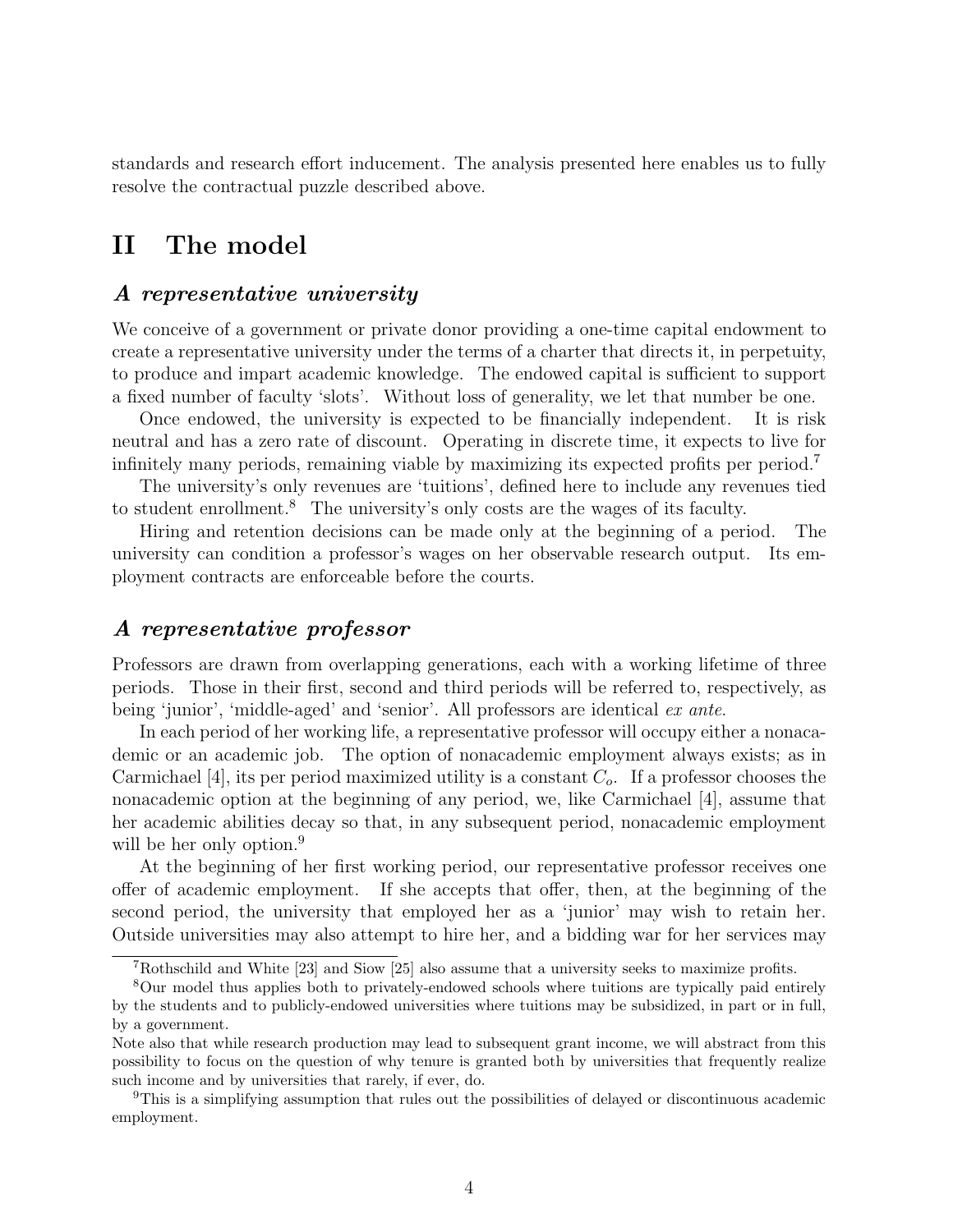standards and research effort inducement. The analysis presented here enables us to fully resolve the contractual puzzle described above.

# II The model

### *A representative university*

We conceive of a government or private donor providing a one-time capital endowment to create a representative university under the terms of a charter that directs it, in perpetuity, to produce and impart academic knowledge. The endowed capital is sufficient to support a fixed number of faculty 'slots'. Without loss of generality, we let that number be one.

Once endowed, the university is expected to be financially independent. It is risk neutral and has a zero rate of discount. Operating in discrete time, it expects to live for infinitely many periods, remaining viable by maximizing its expected profits per period.[7]

The university's only revenues are 'tuitions', defined here to include any revenues tied to student enrollment.[8] The university's only costs are the wages of its faculty.

Hiring and retention decisions can be made only at the beginning of a period. The university can condition a professor's wages on her observable research output. Its employment contracts are enforceable before the courts.

### *A representative professor*

Professors are drawn from overlapping generations, each with a working lifetime of three periods. Those in their first, second and third periods will be referred to, respectively, as being 'junior', 'middle-aged' and 'senior'. All professors are identical *ex ante*.

In each period of her working life, a representative professor will occupy either a nonacademic or an academic job. The option of nonacademic employment always exists; as in Carmichael [4], its per period maximized utility is a constant $C_o$. If a professor chooses the nonacademic option at the beginning of any period, we, like Carmichael [4], assume that her academic abilities decay so that, in any subsequent period, nonacademic employment will be her only option.[9]

At the beginning of her first working period, our representative professor receives one offer of academic employment. If she accepts that offer, then, at the beginning of the second period, the university that employed her as a 'junior' may wish to retain her. Outside universities may also attempt to hire her, and a bidding war for her services may

---

[7] Rothschild and White [23] and Siow [25] also assume that a university seeks to maximize profits.

[8] Our model thus applies both to privately-endowed schools where tuitions are typically paid entirely by the students and to publicly-endowed universities where tuitions may be subsidized, in part or in full, by a government.

Note also that while research production may lead to subsequent grant income, we will abstract from this possibility to focus on the question of why tenure is granted both by universities that frequently realize such income and by universities that rarely, if ever, do.

[9] This is a simplifying assumption that rules out the possibilities of delayed or discontinuous academic employment.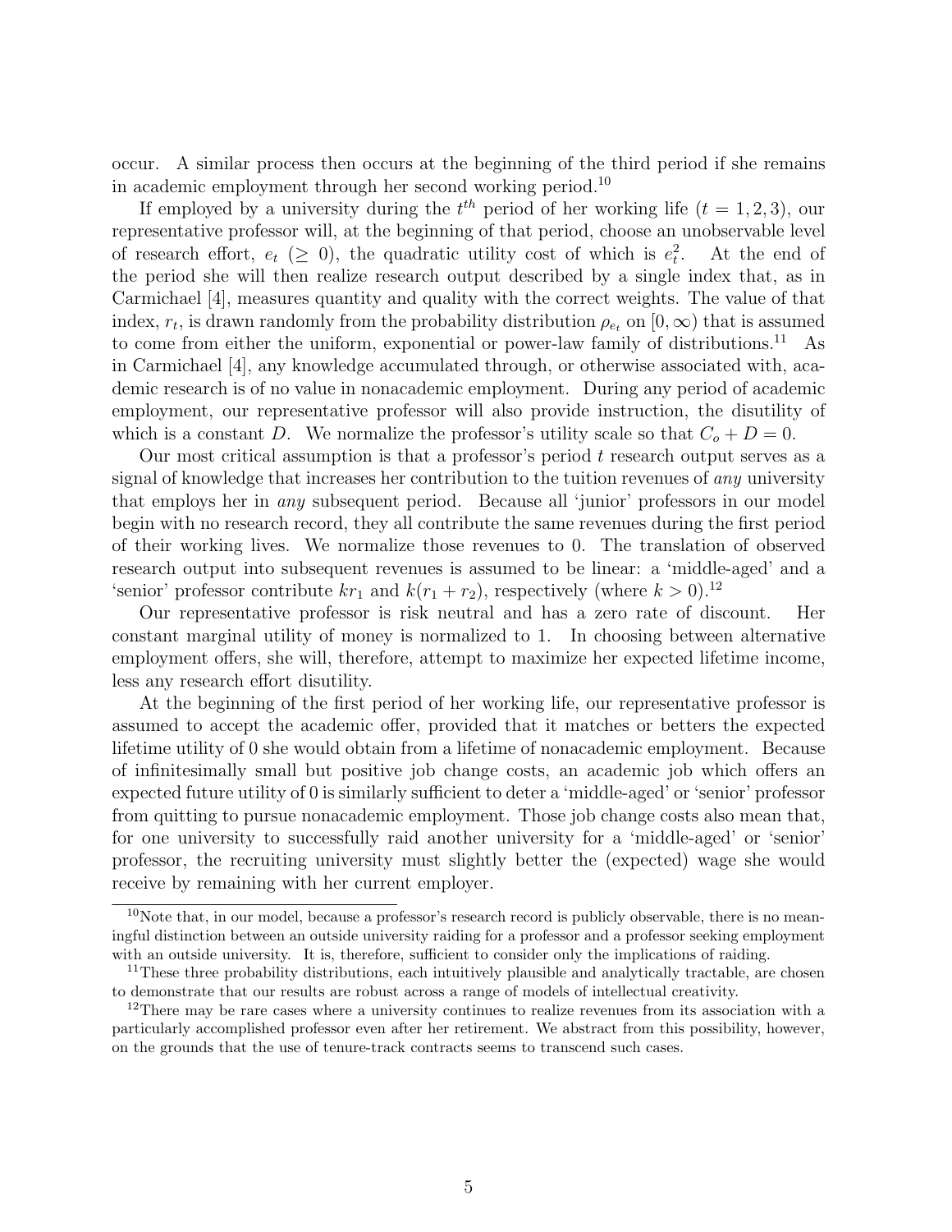occur. A similar process then occurs at the beginning of the third period if she remains in academic employment through her second working period.[10]

If employed by a university during the $t^{th}$ period of her working life ($t = 1, 2, 3$), our representative professor will, at the beginning of that period, choose an unobservable level of research effort, $e_t$ ($\geq 0$), the quadratic utility cost of which is $e_t^2$. At the end of the period she will then realize research output described by a single index that, as in Carmichael [4], measures quantity and quality with the correct weights. The value of that index, $r_t$, is drawn randomly from the probability distribution $\rho_{e_t}$ on $[0, \infty)$ that is assumed to come from either the uniform, exponential or power-law family of distributions.[11] As in Carmichael [4], any knowledge accumulated through, or otherwise associated with, academic research is of no value in nonacademic employment. During any period of academic employment, our representative professor will also provide instruction, the disutility of which is a constant $D$. We normalize the professor's utility scale so that $C_o + D = 0$.

Our most critical assumption is that a professor's period $t$ research output serves as a signal of knowledge that increases her contribution to the tuition revenues of *any* university that employs her in *any* subsequent period. Because all 'junior' professors in our model begin with no research record, they all contribute the same revenues during the first period of their working lives. We normalize those revenues to 0. The translation of observed research output into subsequent revenues is assumed to be linear: a 'middle-aged' and a 'senior' professor contribute $kr_1$ and $k(r_1 + r_2)$, respectively (where $k > 0$).[12]

Our representative professor is risk neutral and has a zero rate of discount. Her constant marginal utility of money is normalized to 1. In choosing between alternative employment offers, she will, therefore, attempt to maximize her expected lifetime income, less any research effort disutility.

At the beginning of the first period of her working life, our representative professor is assumed to accept the academic offer, provided that it matches or betters the expected lifetime utility of 0 she would obtain from a lifetime of nonacademic employment. Because of infinitesimally small but positive job change costs, an academic job which offers an expected future utility of 0 is similarly sufficient to deter a 'middle-aged' or 'senior' professor from quitting to pursue nonacademic employment. Those job change costs also mean that, for one university to successfully raid another university for a 'middle-aged' or 'senior' professor, the recruiting university must slightly better the (expected) wage she would receive by remaining with her current employer.

---

[10] Note that, in our model, because a professor's research record is publicly observable, there is no meaningful distinction between an outside university raiding for a professor and a professor seeking employment with an outside university. It is, therefore, sufficient to consider only the implications of raiding.

[11] These three probability distributions, each intuitively plausible and analytically tractable, are chosen to demonstrate that our results are robust across a range of models of intellectual creativity.

[12] There may be rare cases where a university continues to realize revenues from its association with a particularly accomplished professor even after her retirement. We abstract from this possibility, however, on the grounds that the use of tenure-track contracts seems to transcend such cases.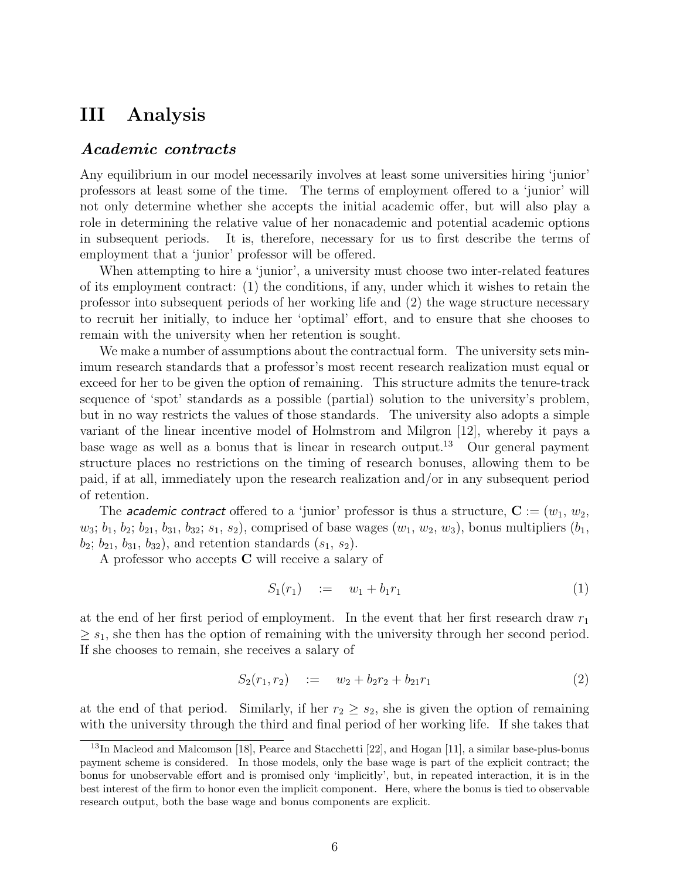# III Analysis

## *Academic contracts*

Any equilibrium in our model necessarily involves at least some universities hiring 'junior' professors at least some of the time. The terms of employment offered to a 'junior' will not only determine whether she accepts the initial academic offer, but will also play a role in determining the relative value of her nonacademic and potential academic options in subsequent periods. It is, therefore, necessary for us to first describe the terms of employment that a 'junior' professor will be offered.

When attempting to hire a 'junior', a university must choose two inter-related features of its employment contract: (1) the conditions, if any, under which it wishes to retain the professor into subsequent periods of her working life and (2) the wage structure necessary to recruit her initially, to induce her 'optimal' effort, and to ensure that she chooses to remain with the university when her retention is sought.

We make a number of assumptions about the contractual form. The university sets minimum research standards that a professor's most recent research realization must equal or exceed for her to be given the option of remaining. This structure admits the tenure-track sequence of 'spot' standards as a possible (partial) solution to the university's problem, but in no way restricts the values of those standards. The university also adopts a simple variant of the linear incentive model of Holmstrom and Milgron [12], whereby it pays a base wage as well as a bonus that is linear in research output.[13] Our general payment structure places no restrictions on the timing of research bonuses, allowing them to be paid, if at all, immediately upon the research realization and/or in any subsequent period of retention.

The *academic contract* offered to a 'junior' professor is thus a structure, $\mathbf{C} := (w_1, w_2, w_3; b_1, b_2; b_{21}, b_{31}, b_{32}; s_1, s_2)$, comprised of base wages $(w_1, w_2, w_3)$, bonus multipliers $(b_1, b_2; b_{21}, b_{31}, b_{32})$, and retention standards $(s_1, s_2)$.

A professor who accepts $\mathbf{C}$ will receive a salary of

$$S_1(r_1) \quad := \quad w_1 + b_1 r_1 \tag{1}$$

at the end of her first period of employment. In the event that her first research draw $r_1 \geq s_1$, she then has the option of remaining with the university through her second period. If she chooses to remain, she receives a salary of

$$S_2(r_1, r_2) \quad := \quad w_2 + b_2 r_2 + b_{21} r_1 \tag{2}$$

at the end of that period. Similarly, if her $r_2 \geq s_2$, she is given the option of remaining with the university through the third and final period of her working life. If she takes that

[13] In Macleod and Malcomson [18], Pearce and Stacchetti [22], and Hogan [11], a similar base-plus-bonus payment scheme is considered. In those models, only the base wage is part of the explicit contract; the bonus for unobservable effort and is promised only 'implicitly', but, in repeated interaction, it is in the best interest of the firm to honor even the implicit component. Here, where the bonus is tied to observable research output, both the base wage and bonus components are explicit.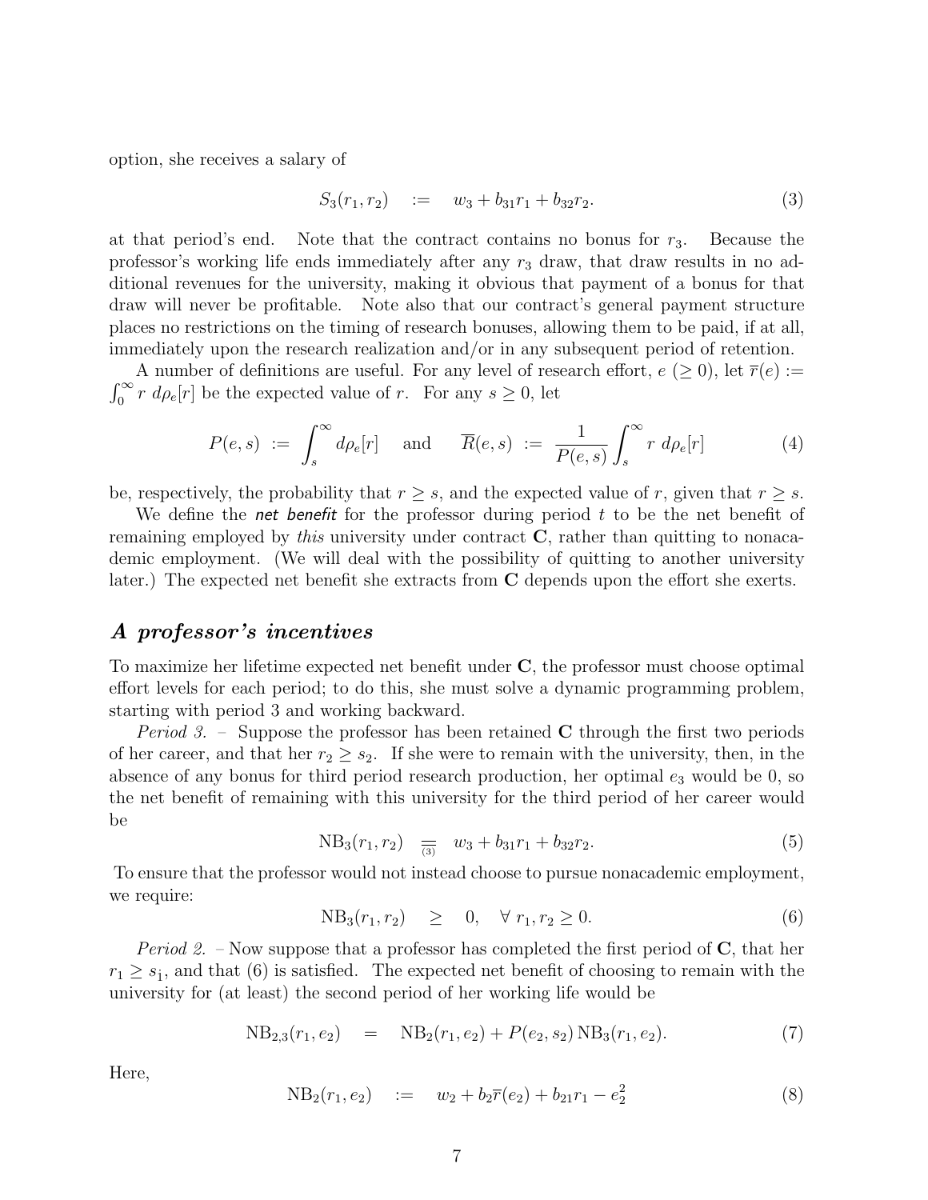option, she receives a salary of

$$S_3(r_1, r_2) \quad := \quad w_3 + b_{31} r_1 + b_{32} r_2. \tag{3}$$

at that period's end. Note that the contract contains no bonus for $r_3$. Because the professor's working life ends immediately after any $r_3$ draw, that draw results in no additional revenues for the university, making it obvious that payment of a bonus for that draw will never be profitable. Note also that our contract's general payment structure places no restrictions on the timing of research bonuses, allowing them to be paid, if at all, immediately upon the research realization and/or in any subsequent period of retention.

A number of definitions are useful. For any level of research effort, $e$ ($\geq 0$), let $\overline{r}(e) := \int_0^\infty r \; d\rho_e[r]$ be the expected value of $r$. For any $s \geq 0$, let

$$P(e, s) \; := \; \int_s^\infty d\rho_e[r] \quad \text{and} \quad \overline{R}(e, s) \; := \; \frac{1}{P(e, s)} \int_s^\infty r \; d\rho_e[r] \tag{4}$$

be, respectively, the probability that $r \geq s$, and the expected value of $r$, given that $r \geq s$.

We define the ***net benefit*** for the professor during period $t$ to be the net benefit of remaining employed by *this* university under contract $\mathbf{C}$, rather than quitting to nonacademic employment. (We will deal with the possibility of quitting to another university later.) The expected net benefit she extracts from $\mathbf{C}$ depends upon the effort she exerts.

### *A professor's incentives*

To maximize her lifetime expected net benefit under $\mathbf{C}$, the professor must choose optimal effort levels for each period; to do this, she must solve a dynamic programming problem, starting with period 3 and working backward.

*Period 3.* – Suppose the professor has been retained $\mathbf{C}$ through the first two periods of her career, and that her $r_2 \geq s_2$. If she were to remain with the university, then, in the absence of any bonus for third period research production, her optimal $e_3$ would be 0, so the net benefit of remaining with this university for the third period of her career would be

$$\text{NB}_3(r_1, r_2) \quad \underset{(3)}{=} \quad w_3 + b_{31} r_1 + b_{32} r_2. \tag{5}$$

To ensure that the professor would not instead choose to pursue nonacademic employment, we require:

$$\text{NB}_3(r_1, r_2) \quad \geq \quad 0, \quad \forall \; r_1, r_2 \geq 0. \tag{6}$$

*Period 2.* – Now suppose that a professor has completed the first period of $\mathbf{C}$, that her $r_1 \geq s_1$, and that (6) is satisfied. The expected net benefit of choosing to remain with the university for (at least) the second period of her working life would be

$$\text{NB}_{2,3}(r_1, e_2) \quad = \quad \text{NB}_2(r_1, e_2) + P(e_2, s_2) \, \text{NB}_3(r_1, e_2). \tag{7}$$

Here,

$$\text{NB}_2(r_1, e_2) \quad := \quad w_2 + b_2 \overline{r}(e_2) + b_{21} r_1 - e_2^2 \tag{8}$$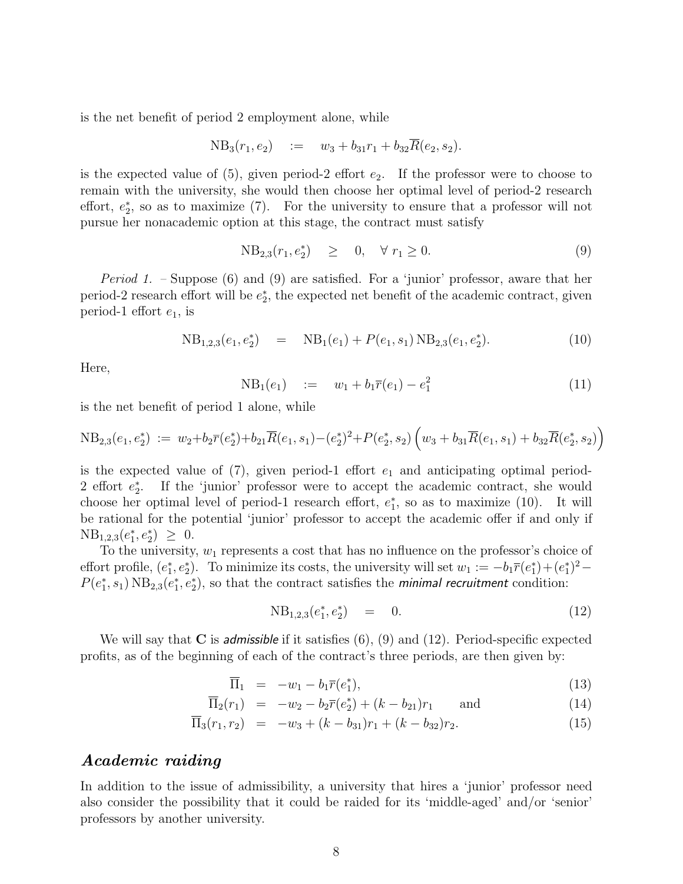is the net benefit of period 2 employment alone, while

$$\mathrm{NB}_3(r_1, e_2) \quad := \quad w_3 + b_{31} r_1 + b_{32} \overline{R}(e_2, s_2).$$

is the expected value of (5), given period-2 effort $e_2$. If the professor were to choose to remain with the university, she would then choose her optimal level of period-2 research effort, $e_2^*$, so as to maximize (7). For the university to ensure that a professor will not pursue her nonacademic option at this stage, the contract must satisfy

$$\mathrm{NB}_{2,3}(r_1, e_2^*) \quad \geq \quad 0, \quad \forall\ r_1 \geq 0. \tag{9}$$

*Period 1.* – Suppose (6) and (9) are satisfied. For a 'junior' professor, aware that her period-2 research effort will be $e_2^*$, the expected net benefit of the academic contract, given period-1 effort $e_1$, is

$$\mathrm{NB}_{1,2,3}(e_1, e_2^*) \quad = \quad \mathrm{NB}_1(e_1) + P(e_1, s_1)\, \mathrm{NB}_{2,3}(e_1, e_2^*). \tag{10}$$

Here,

$$\mathrm{NB}_1(e_1) \quad := \quad w_1 + b_1 \overline{r}(e_1) - e_1^2 \tag{11}$$

is the net benefit of period 1 alone, while

$$\mathrm{NB}_{2,3}(e_1, e_2^*) \ := \ w_2 + b_2 \overline{r}(e_2^*) + b_{21} \overline{R}(e_1, s_1) - (e_2^*)^2 + P(e_2^*, s_2) \left( w_3 + b_{31} \overline{R}(e_1, s_1) + b_{32} \overline{R}(e_2^*, s_2) \right)$$

is the expected value of (7), given period-1 effort $e_1$ and anticipating optimal period-2 effort $e_2^*$. If the 'junior' professor were to accept the academic contract, she would choose her optimal level of period-1 research effort, $e_1^*$, so as to maximize (10). It will be rational for the potential 'junior' professor to accept the academic offer if and only if $\mathrm{NB}_{1,2,3}(e_1^*, e_2^*) \ \geq \ 0$.

To the university, $w_1$ represents a cost that has no influence on the professor's choice of effort profile, $(e_1^*, e_2^*)$. To minimize its costs, the university will set $w_1 := -b_1 \overline{r}(e_1^*) + (e_1^*)^2 - P(e_1^*, s_1)\, \mathrm{NB}_{2,3}(e_1^*, e_2^*)$, so that the contract satisfies the *minimal recruitment* condition:

$$\mathrm{NB}_{1,2,3}(e_1^*, e_2^*) \quad = \quad 0. \tag{12}$$

We will say that $\mathbf{C}$ is *admissible* if it satisfies (6), (9) and (12). Period-specific expected profits, as of the beginning of each of the contract's three periods, are then given by:

$$\overline{\Pi}_1 \quad = \quad -w_1 - b_1 \overline{r}(e_1^*), \tag{13}$$

$$\overline{\Pi}_2(r_1) \quad = \quad -w_2 - b_2 \overline{r}(e_2^*) + (k - b_{21}) r_1 \qquad \text{and} \tag{14}$$

$$\overline{\Pi}_3(r_1, r_2) \quad = \quad -w_3 + (k - b_{31}) r_1 + (k - b_{32}) r_2. \tag{15}$$

## *Academic raiding*

In addition to the issue of admissibility, a university that hires a 'junior' professor need also consider the possibility that it could be raided for its 'middle-aged' and/or 'senior' professors by another university.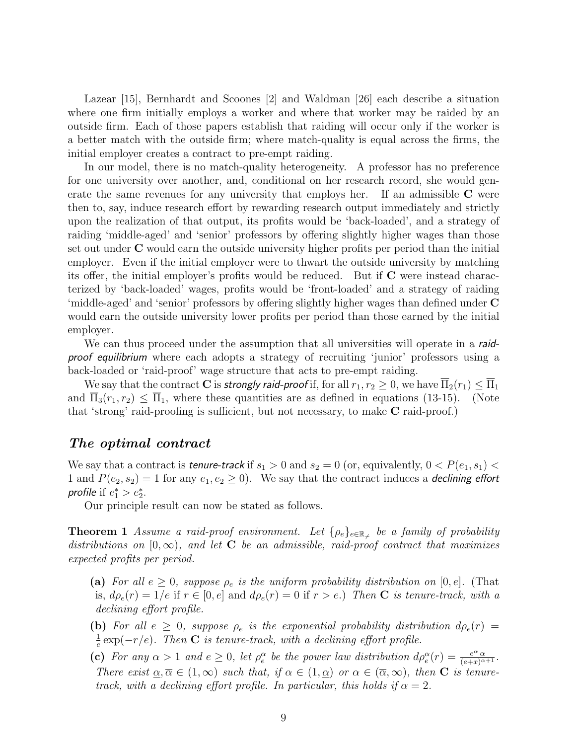Lazear [15], Bernhardt and Scoones [2] and Waldman [26] each describe a situation where one firm initially employs a worker and where that worker may be raided by an outside firm. Each of those papers establish that raiding will occur only if the worker is a better match with the outside firm; where match-quality is equal across the firms, the initial employer creates a contract to pre-empt raiding.

In our model, there is no match-quality heterogeneity. A professor has no preference for one university over another, and, conditional on her research record, she would generate the same revenues for any university that employs her. If an admissible **C** were then to, say, induce research effort by rewarding research output immediately and strictly upon the realization of that output, its profits would be 'back-loaded', and a strategy of raiding 'middle-aged' and 'senior' professors by offering slightly higher wages than those set out under **C** would earn the outside university higher profits per period than the initial employer. Even if the initial employer were to thwart the outside university by matching its offer, the initial employer's profits would be reduced. But if **C** were instead characterized by 'back-loaded' wages, profits would be 'front-loaded' and a strategy of raiding 'middle-aged' and 'senior' professors by offering slightly higher wages than defined under **C** would earn the outside university lower profits per period than those earned by the initial employer.

We can thus proceed under the assumption that all universities will operate in a *raid-proof equilibrium* where each adopts a strategy of recruiting 'junior' professors using a back-loaded or 'raid-proof' wage structure that acts to pre-empt raiding.

We say that the contract **C** is *strongly raid-proof* if, for all $r_1, r_2 \geq 0$, we have $\overline{\Pi}_2(r_1) \leq \overline{\Pi}_1$ and $\overline{\Pi}_3(r_1, r_2) \leq \overline{\Pi}_1$, where these quantities are as defined in equations (13-15). (Note that 'strong' raid-proofing is sufficient, but not necessary, to make **C** raid-proof.)

## *The optimal contract*

We say that a contract is *tenure-track* if $s_1 > 0$ and $s_2 = 0$ (or, equivalently, $0 < P(e_1, s_1) < 1$ and $P(e_2, s_2) = 1$ for any $e_1, e_2 \geq 0$). We say that the contract induces a *declining effort profile* if $e_1^* > e_2^*$.

Our principle result can now be stated as follows.

**Theorem 1** *Assume a raid-proof environment. Let $\{\rho_e\}_{e \in \mathbb{R}_{\neq}}$ be a family of probability distributions on $[0, \infty)$, and let* **C** *be an admissible, raid-proof contract that maximizes expected profits per period.*

- **(a)** *For all $e \geq 0$, suppose $\rho_e$ is the uniform probability distribution on $[0, e]$. (That is, $d\rho_e(r) = 1/e$ if $r \in [0, e]$ and $d\rho_e(r) = 0$ if $r > e$.) Then* **C** *is tenure-track, with a declining effort profile.*
- **(b)** *For all $e \geq 0$, suppose $\rho_e$ is the exponential probability distribution $d\rho_e(r) = \frac{1}{e}\exp(-r/e)$. Then* **C** *is tenure-track, with a declining effort profile.*
- **(c)** *For any $\alpha > 1$ and $e \geq 0$, let $\rho_e^\alpha$ be the power law distribution $d\rho_e^\alpha(r) = \frac{e^\alpha \alpha}{(e+x)^{\alpha+1}}$. There exist $\underline{\alpha}, \overline{\alpha} \in (1, \infty)$ such that, if $\alpha \in (1, \underline{\alpha})$ or $\alpha \in (\overline{\alpha}, \infty)$, then* **C** *is tenure-track, with a declining effort profile. In particular, this holds if $\alpha = 2$.*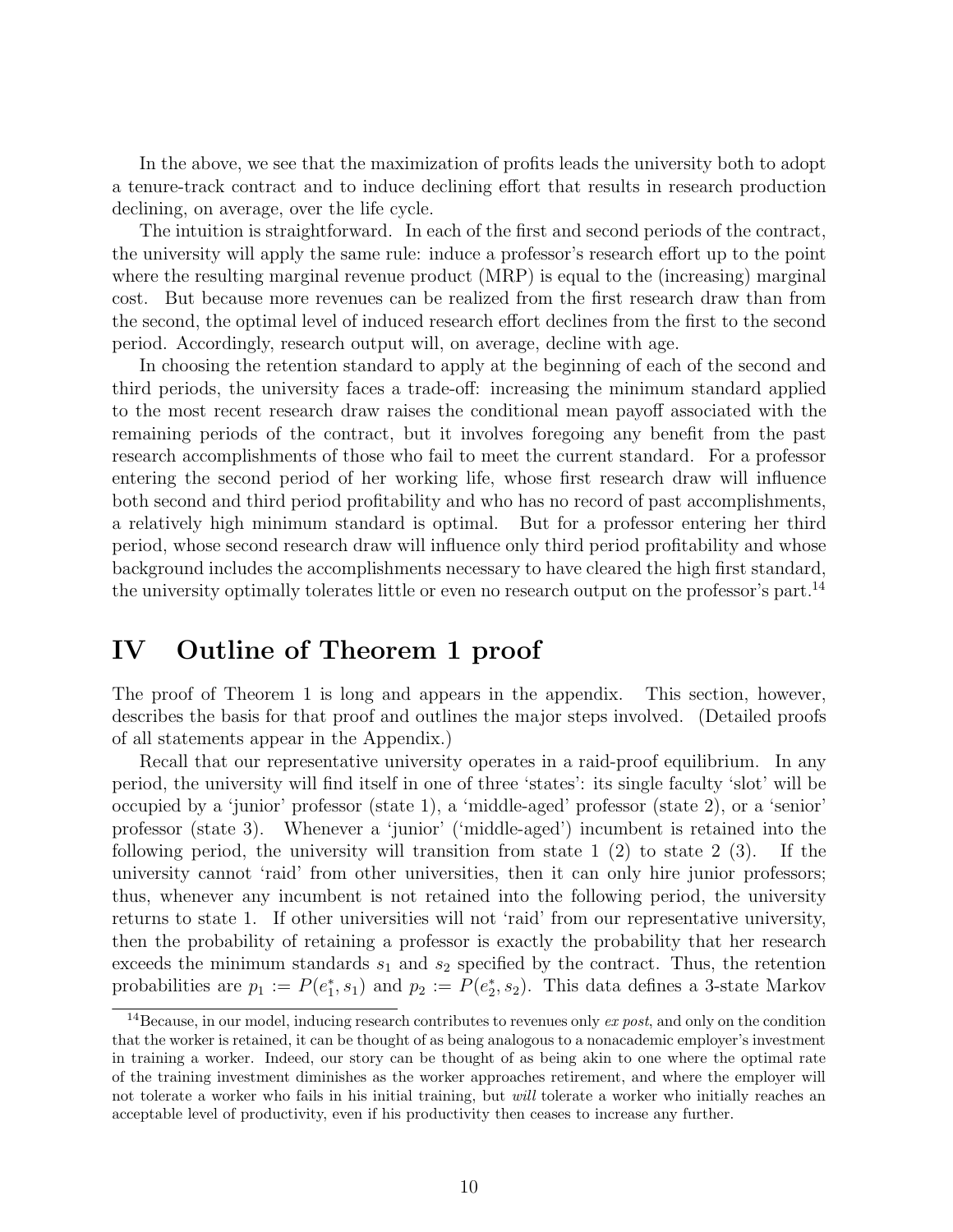In the above, we see that the maximization of profits leads the university both to adopt a tenure-track contract and to induce declining effort that results in research production declining, on average, over the life cycle.

The intuition is straightforward. In each of the first and second periods of the contract, the university will apply the same rule: induce a professor's research effort up to the point where the resulting marginal revenue product (MRP) is equal to the (increasing) marginal cost. But because more revenues can be realized from the first research draw than from the second, the optimal level of induced research effort declines from the first to the second period. Accordingly, research output will, on average, decline with age.

In choosing the retention standard to apply at the beginning of each of the second and third periods, the university faces a trade-off: increasing the minimum standard applied to the most recent research draw raises the conditional mean payoff associated with the remaining periods of the contract, but it involves foregoing any benefit from the past research accomplishments of those who fail to meet the current standard. For a professor entering the second period of her working life, whose first research draw will influence both second and third period profitability and who has no record of past accomplishments, a relatively high minimum standard is optimal. But for a professor entering her third period, whose second research draw will influence only third period profitability and whose background includes the accomplishments necessary to have cleared the high first standard, the university optimally tolerates little or even no research output on the professor's part.[14]

# IV Outline of Theorem 1 proof

The proof of Theorem 1 is long and appears in the appendix. This section, however, describes the basis for that proof and outlines the major steps involved. (Detailed proofs of all statements appear in the Appendix.)

Recall that our representative university operates in a raid-proof equilibrium. In any period, the university will find itself in one of three 'states': its single faculty 'slot' will be occupied by a 'junior' professor (state 1), a 'middle-aged' professor (state 2), or a 'senior' professor (state 3). Whenever a 'junior' ('middle-aged') incumbent is retained into the following period, the university will transition from state 1 (2) to state 2 (3). If the university cannot 'raid' from other universities, then it can only hire junior professors; thus, whenever any incumbent is not retained into the following period, the university returns to state 1. If other universities will not 'raid' from our representative university, then the probability of retaining a professor is exactly the probability that her research exceeds the minimum standards $s_1$ and $s_2$ specified by the contract. Thus, the retention probabilities are $p_1 := P(e_1^*, s_1)$ and $p_2 := P(e_2^*, s_2)$. This data defines a 3-state Markov

[14] Because, in our model, inducing research contributes to revenues only *ex post*, and only on the condition that the worker is retained, it can be thought of as being analogous to a nonacademic employer's investment in training a worker. Indeed, our story can be thought of as being akin to one where the optimal rate of the training investment diminishes as the worker approaches retirement, and where the employer will not tolerate a worker who fails in his initial training, but *will* tolerate a worker who initially reaches an acceptable level of productivity, even if his productivity then ceases to increase any further.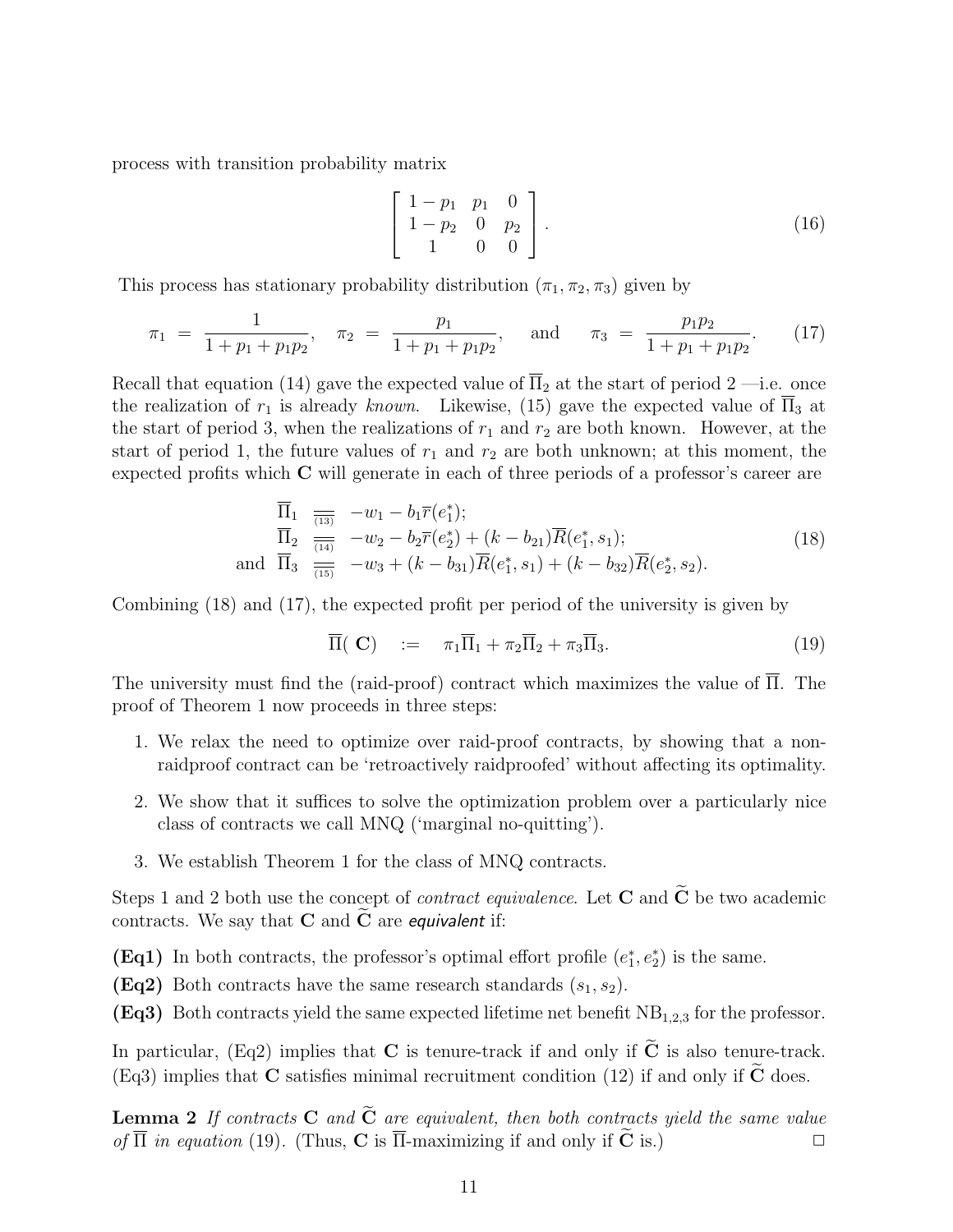process with transition probability matrix

$$\begin{bmatrix} 1-p_1 & p_1 & 0 \\ 1-p_2 & 0 & p_2 \\ 1 & 0 & 0 \end{bmatrix}. \tag{16}$$

This process has stationary probability distribution $(\pi_1, \pi_2, \pi_3)$ given by

$$\pi_1 \;=\; \frac{1}{1+p_1+p_1p_2}, \quad \pi_2 \;=\; \frac{p_1}{1+p_1+p_1p_2}, \quad \text{and} \quad \pi_3 \;=\; \frac{p_1p_2}{1+p_1+p_1p_2}. \tag{17}$$

Recall that equation (14) gave the expected value of $\overline{\Pi}_2$ at the start of period 2 —i.e. once the realization of $r_1$ is already *known*. Likewise, (15) gave the expected value of $\overline{\Pi}_3$ at the start of period 3, when the realizations of $r_1$ and $r_2$ are both known. However, at the start of period 1, the future values of $r_1$ and $r_2$ are both unknown; at this moment, the expected profits which $\mathbf{C}$ will generate in each of three periods of a professor's career are

$$\begin{aligned} \overline{\Pi}_1 &\underset{(13)}{=\!=} -w_1 - b_1\overline{r}(e_1^*); \\ \overline{\Pi}_2 &\underset{(14)}{=\!=} -w_2 - b_2\overline{r}(e_2^*) + (k - b_{21})\overline{R}(e_1^*, s_1); \\ \text{and } \overline{\Pi}_3 &\underset{(15)}{=\!=} -w_3 + (k - b_{31})\overline{R}(e_1^*, s_1) + (k - b_{32})\overline{R}(e_2^*, s_2). \end{aligned} \tag{18}$$

Combining (18) and (17), the expected profit per period of the university is given by

$$\overline{\Pi}(\mathbf{C}) \quad := \quad \pi_1\overline{\Pi}_1 + \pi_2\overline{\Pi}_2 + \pi_3\overline{\Pi}_3. \tag{19}$$

The university must find the (raid-proof) contract which maximizes the value of $\overline{\Pi}$. The proof of Theorem 1 now proceeds in three steps:

1. We relax the need to optimize over raid-proof contracts, by showing that a non-raidproof contract can be 'retroactively raidproofed' without affecting its optimality.
2. We show that it suffices to solve the optimization problem over a particularly nice class of contracts we call MNQ ('marginal no-quitting').
3. We establish Theorem 1 for the class of MNQ contracts.

Steps 1 and 2 both use the concept of *contract equivalence*. Let $\mathbf{C}$ and $\widetilde{\mathbf{C}}$ be two academic contracts. We say that $\mathbf{C}$ and $\widetilde{\mathbf{C}}$ are ***equivalent*** if:

**(Eq1)** In both contracts, the professor's optimal effort profile $(e_1^*, e_2^*)$ is the same.

**(Eq2)** Both contracts have the same research standards $(s_1, s_2)$.

**(Eq3)** Both contracts yield the same expected lifetime net benefit $\mathrm{NB}_{1,2,3}$ for the professor.

In particular, (Eq2) implies that $\mathbf{C}$ is tenure-track if and only if $\widetilde{\mathbf{C}}$ is also tenure-track. (Eq3) implies that $\mathbf{C}$ satisfies minimal recruitment condition (12) if and only if $\widetilde{\mathbf{C}}$ does.

**Lemma 2** *If contracts* $\mathbf{C}$ *and* $\widetilde{\mathbf{C}}$ *are equivalent, then both contracts yield the same value of* $\overline{\Pi}$ *in equation* (19). (Thus, $\mathbf{C}$ is $\overline{\Pi}$-maximizing if and only if $\widetilde{\mathbf{C}}$ is.) □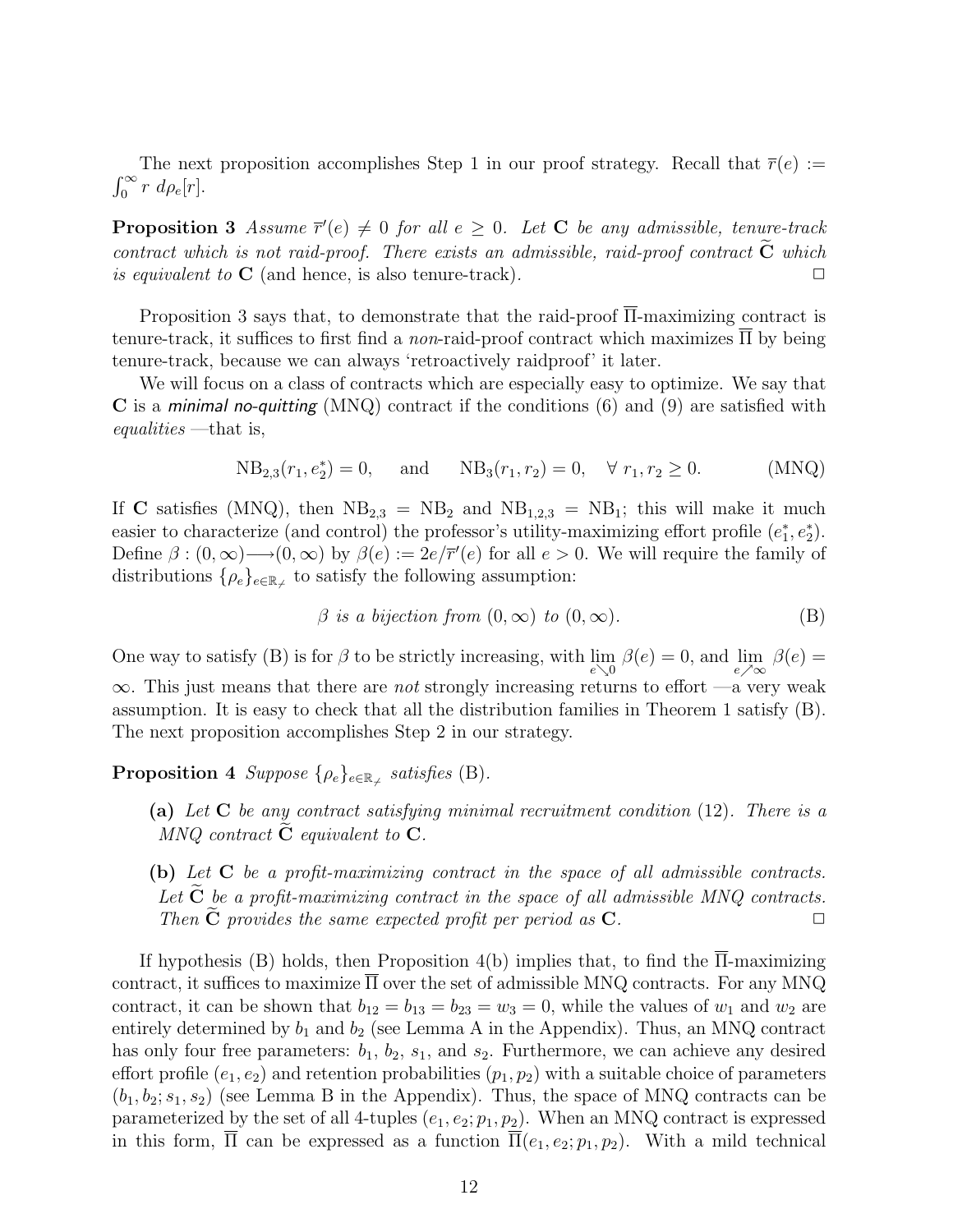The next proposition accomplishes Step 1 in our proof strategy. Recall that $\overline{r}(e) := \int_0^\infty r \ d\rho_e[r]$.

**Proposition 3** *Assume $\overline{r}'(e) \neq 0$ for all $e \geq 0$. Let* **C** *be any admissible, tenure-track contract which is not raid-proof. There exists an admissible, raid-proof contract $\widetilde{\mathbf{C}}$ which is equivalent to* **C** (and hence, is also tenure-track). □

Proposition 3 says that, to demonstrate that the raid-proof $\overline{\Pi}$-maximizing contract is tenure-track, it suffices to first find a *non*-raid-proof contract which maximizes $\overline{\Pi}$ by being tenure-track, because we can always 'retroactively raidproof' it later.

We will focus on a class of contracts which are especially easy to optimize. We say that **C** is a *minimal no-quitting* (MNQ) contract if the conditions (6) and (9) are satisfied with *equalities* —that is,

$$\mathrm{NB}_{2,3}(r_1, e_2^*) = 0, \quad \text{and} \quad \mathrm{NB}_3(r_1, r_2) = 0, \quad \forall \ r_1, r_2 \geq 0. \tag{MNQ}$$

If **C** satisfies (MNQ), then $\mathrm{NB}_{2,3} = \mathrm{NB}_2$ and $\mathrm{NB}_{1,2,3} = \mathrm{NB}_1$; this will make it much easier to characterize (and control) the professor's utility-maximizing effort profile $(e_1^*, e_2^*)$. Define $\beta : (0, \infty) \longrightarrow (0, \infty)$ by $\beta(e) := 2e/\overline{r}'(e)$ for all $e > 0$. We will require the family of distributions $\{\rho_e\}_{e \in \mathbb{R}_{\neq}}$ to satisfy the following assumption:

$$\beta \textit{ is a bijection from } (0, \infty) \textit{ to } (0, \infty). \tag{B}$$

One way to satisfy (B) is for $\beta$ to be strictly increasing, with $\lim\limits_{e \searrow 0} \beta(e) = 0$, and $\lim\limits_{e \nearrow \infty} \beta(e) = \infty$. This just means that there are *not* strongly increasing returns to effort —a very weak assumption. It is easy to check that all the distribution families in Theorem 1 satisfy (B). The next proposition accomplishes Step 2 in our strategy.

**Proposition 4** *Suppose $\{\rho_e\}_{e \in \mathbb{R}_{\neq}}$ satisfies* (B).

**(a)** *Let* **C** *be any contract satisfying minimal recruitment condition* (12)*. There is a MNQ contract $\widetilde{\mathbf{C}}$ equivalent to* **C**.

**(b)** *Let* **C** *be a profit-maximizing contract in the space of all admissible contracts. Let $\widetilde{\mathbf{C}}$ be a profit-maximizing contract in the space of all admissible MNQ contracts. Then $\widetilde{\mathbf{C}}$ provides the same expected profit per period as* **C**. □

If hypothesis (B) holds, then Proposition 4(b) implies that, to find the $\overline{\Pi}$-maximizing contract, it suffices to maximize $\overline{\Pi}$ over the set of admissible MNQ contracts. For any MNQ contract, it can be shown that $b_{12} = b_{13} = b_{23} = w_3 = 0$, while the values of $w_1$ and $w_2$ are entirely determined by $b_1$ and $b_2$ (see Lemma A in the Appendix). Thus, an MNQ contract has only four free parameters: $b_1$, $b_2$, $s_1$, and $s_2$. Furthermore, we can achieve any desired effort profile $(e_1, e_2)$ and retention probabilities $(p_1, p_2)$ with a suitable choice of parameters $(b_1, b_2; s_1, s_2)$ (see Lemma B in the Appendix). Thus, the space of MNQ contracts can be parameterized by the set of all 4-tuples $(e_1, e_2; p_1, p_2)$. When an MNQ contract is expressed in this form, $\overline{\Pi}$ can be expressed as a function $\overline{\Pi}(e_1, e_2; p_1, p_2)$. With a mild technical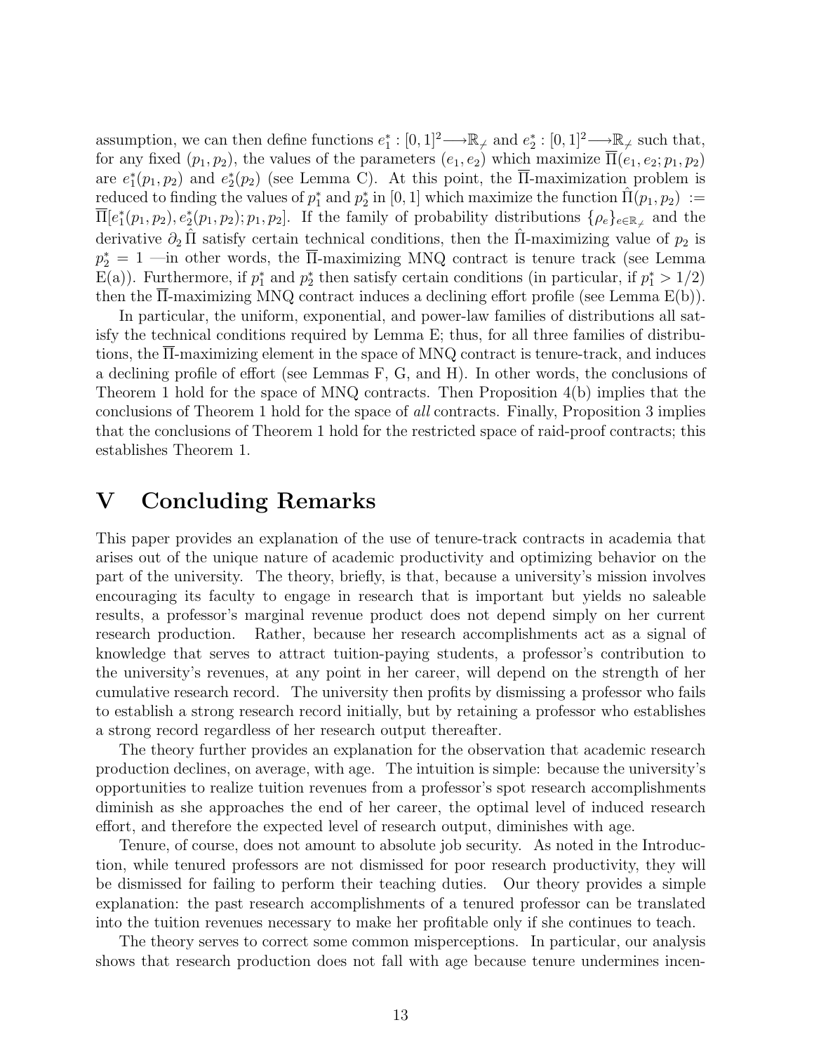assumption, we can then define functions $e_1^* : [0,1]^2 \longrightarrow \mathbb{R}_{\not -}$ and $e_2^* : [0,1]^2 \longrightarrow \mathbb{R}_{\not -}$ such that, for any fixed $(p_1, p_2)$, the values of the parameters $(e_1, e_2)$ which maximize $\overline{\Pi}(e_1, e_2; p_1, p_2)$ are $e_1^*(p_1, p_2)$ and $e_2^*(p_2)$ (see Lemma C). At this point, the $\overline{\Pi}$-maximization problem is reduced to finding the values of $p_1^*$ and $p_2^*$ in $[0,1]$ which maximize the function $\hat{\Pi}(p_1, p_2) := \overline{\Pi}[e_1^*(p_1, p_2), e_2^*(p_1, p_2); p_1, p_2]$. If the family of probability distributions $\{\rho_e\}_{e \in \mathbb{R}_{\not -}}$ and the derivative $\partial_2 \hat{\Pi}$ satisfy certain technical conditions, then the $\hat{\Pi}$-maximizing value of $p_2$ is $p_2^* = 1$ —in other words, the $\overline{\Pi}$-maximizing MNQ contract is tenure track (see Lemma E(a)). Furthermore, if $p_1^*$ and $p_2^*$ then satisfy certain conditions (in particular, if $p_1^* > 1/2$) then the $\overline{\Pi}$-maximizing MNQ contract induces a declining effort profile (see Lemma E(b)).

In particular, the uniform, exponential, and power-law families of distributions all satisfy the technical conditions required by Lemma E; thus, for all three families of distributions, the $\overline{\Pi}$-maximizing element in the space of MNQ contract is tenure-track, and induces a declining profile of effort (see Lemmas F, G, and H). In other words, the conclusions of Theorem 1 hold for the space of MNQ contracts. Then Proposition 4(b) implies that the conclusions of Theorem 1 hold for the space of *all* contracts. Finally, Proposition 3 implies that the conclusions of Theorem 1 hold for the restricted space of raid-proof contracts; this establishes Theorem 1.

# V Concluding Remarks

This paper provides an explanation of the use of tenure-track contracts in academia that arises out of the unique nature of academic productivity and optimizing behavior on the part of the university. The theory, briefly, is that, because a university's mission involves encouraging its faculty to engage in research that is important but yields no saleable results, a professor's marginal revenue product does not depend simply on her current research production. Rather, because her research accomplishments act as a signal of knowledge that serves to attract tuition-paying students, a professor's contribution to the university's revenues, at any point in her career, will depend on the strength of her cumulative research record. The university then profits by dismissing a professor who fails to establish a strong research record initially, but by retaining a professor who establishes a strong record regardless of her research output thereafter.

The theory further provides an explanation for the observation that academic research production declines, on average, with age. The intuition is simple: because the university's opportunities to realize tuition revenues from a professor's spot research accomplishments diminish as she approaches the end of her career, the optimal level of induced research effort, and therefore the expected level of research output, diminishes with age.

Tenure, of course, does not amount to absolute job security. As noted in the Introduction, while tenured professors are not dismissed for poor research productivity, they will be dismissed for failing to perform their teaching duties. Our theory provides a simple explanation: the past research accomplishments of a tenured professor can be translated into the tuition revenues necessary to make her profitable only if she continues to teach.

The theory serves to correct some common misperceptions. In particular, our analysis shows that research production does not fall with age because tenure undermines incen-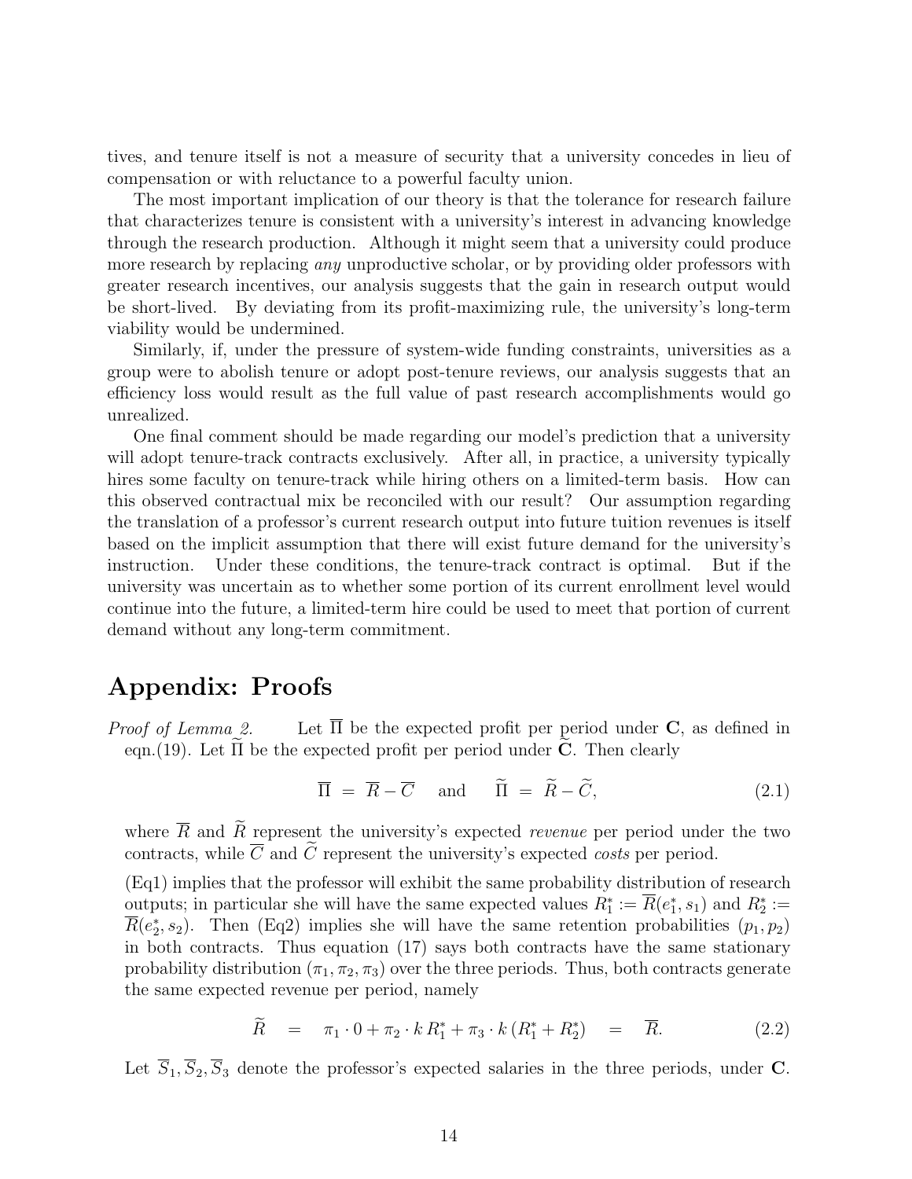tives, and tenure itself is not a measure of security that a university concedes in lieu of compensation or with reluctance to a powerful faculty union.

The most important implication of our theory is that the tolerance for research failure that characterizes tenure is consistent with a university's interest in advancing knowledge through the research production. Although it might seem that a university could produce more research by replacing *any* unproductive scholar, or by providing older professors with greater research incentives, our analysis suggests that the gain in research output would be short-lived. By deviating from its profit-maximizing rule, the university's long-term viability would be undermined.

Similarly, if, under the pressure of system-wide funding constraints, universities as a group were to abolish tenure or adopt post-tenure reviews, our analysis suggests that an efficiency loss would result as the full value of past research accomplishments would go unrealized.

One final comment should be made regarding our model's prediction that a university will adopt tenure-track contracts exclusively. After all, in practice, a university typically hires some faculty on tenure-track while hiring others on a limited-term basis. How can this observed contractual mix be reconciled with our result? Our assumption regarding the translation of a professor's current research output into future tuition revenues is itself based on the implicit assumption that there will exist future demand for the university's instruction. Under these conditions, the tenure-track contract is optimal. But if the university was uncertain as to whether some portion of its current enrollment level would continue into the future, a limited-term hire could be used to meet that portion of current demand without any long-term commitment.

# Appendix: Proofs

*Proof of Lemma 2.* Let $\overline{\Pi}$ be the expected profit per period under $\mathbf{C}$, as defined in eqn.(19). Let $\widetilde{\Pi}$ be the expected profit per period under $\widetilde{\mathbf{C}}$. Then clearly

$$\overline{\Pi} \;=\; \overline{R} - \overline{C} \quad \text{and} \quad \widetilde{\Pi} \;=\; \widetilde{R} - \widetilde{C}, \tag{2.1}$$

where $\overline{R}$ and $\widetilde{R}$ represent the university's expected *revenue* per period under the two contracts, while $\overline{C}$ and $\widetilde{C}$ represent the university's expected *costs* per period.

(Eq1) implies that the professor will exhibit the same probability distribution of research outputs; in particular she will have the same expected values $R_1^* := \overline{R}(e_1^*, s_1)$ and $R_2^* := \overline{R}(e_2^*, s_2)$. Then (Eq2) implies she will have the same retention probabilities $(p_1, p_2)$ in both contracts. Thus equation (17) says both contracts have the same stationary probability distribution $(\pi_1, \pi_2, \pi_3)$ over the three periods. Thus, both contracts generate the same expected revenue per period, namely

$$\widetilde{R} \quad = \quad \pi_1 \cdot 0 + \pi_2 \cdot k\, R_1^* + \pi_3 \cdot k\, (R_1^* + R_2^*) \quad = \quad \overline{R}. \tag{2.2}$$

Let $\overline{S}_1, \overline{S}_2, \overline{S}_3$ denote the professor's expected salaries in the three periods, under $\mathbf{C}$.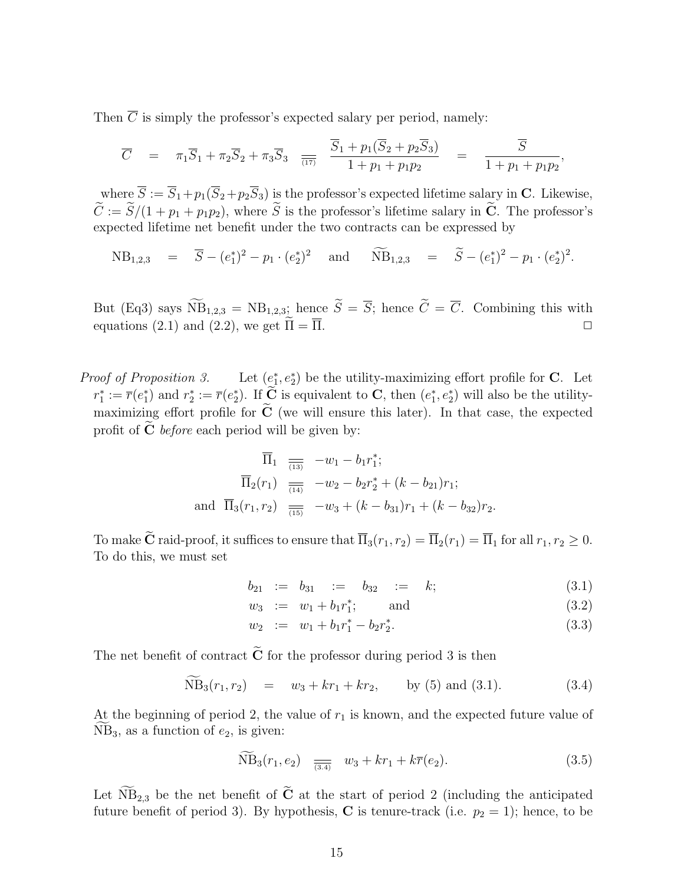Then $\overline{C}$ is simply the professor's expected salary per period, namely:

$$\overline{C} \quad = \quad \pi_1 \overline{S}_1 + \pi_2 \overline{S}_2 + \pi_3 \overline{S}_3 \underset{(17)}{=\!=} \frac{\overline{S}_1 + p_1(\overline{S}_2 + p_2 \overline{S}_3)}{1 + p_1 + p_1 p_2} \quad = \quad \frac{\overline{S}}{1 + p_1 + p_1 p_2},$$

where $\overline{S} := \overline{S}_1 + p_1(\overline{S}_2 + p_2 \overline{S}_3)$ is the professor's expected lifetime salary in $\mathbf{C}$. Likewise, $\widetilde{C} := \widetilde{S}/(1 + p_1 + p_1 p_2)$, where $\widetilde{S}$ is the professor's lifetime salary in $\widetilde{\mathbf{C}}$. The professor's expected lifetime net benefit under the two contracts can be expressed by

$$\mathrm{NB}_{1,2,3} \quad = \quad \overline{S} - (e_1^*)^2 - p_1 \cdot (e_2^*)^2 \quad \text{and} \quad \widetilde{\mathrm{NB}}_{1,2,3} \quad = \quad \widetilde{S} - (e_1^*)^2 - p_1 \cdot (e_2^*)^2.$$

But (Eq3) says $\widetilde{\mathrm{NB}}_{1,2,3} = \mathrm{NB}_{1,2,3}$; hence $\widetilde{S} = \overline{S}$; hence $\widetilde{C} = \overline{C}$. Combining this with equations (2.1) and (2.2), we get $\widetilde{\Pi} = \overline{\Pi}$. □

*Proof of Proposition 3.* Let $(e_1^*, e_2^*)$ be the utility-maximizing effort profile for $\mathbf{C}$. Let $r_1^* := \overline{r}(e_1^*)$ and $r_2^* := \overline{r}(e_2^*)$. If $\widetilde{\mathbf{C}}$ is equivalent to $\mathbf{C}$, then $(e_1^*, e_2^*)$ will also be the utility-maximizing effort profile for $\widetilde{\mathbf{C}}$ (we will ensure this later). In that case, the expected profit of $\widetilde{\mathbf{C}}$ *before* each period will be given by:

$$\begin{aligned}
\overline{\Pi}_1 &\underset{(13)}{=\!=} -w_1 - b_1 r_1^*; \\
\overline{\Pi}_2(r_1) &\underset{(14)}{=\!=} -w_2 - b_2 r_2^* + (k - b_{21}) r_1; \\
\text{and} \quad \overline{\Pi}_3(r_1, r_2) &\underset{(15)}{=\!=} -w_3 + (k - b_{31}) r_1 + (k - b_{32}) r_2.
\end{aligned}$$

To make $\widetilde{\mathbf{C}}$ raid-proof, it suffices to ensure that $\overline{\Pi}_3(r_1, r_2) = \overline{\Pi}_2(r_1) = \overline{\Pi}_1$ for all $r_1, r_2 \geq 0$. To do this, we must set

$$b_{21} \; := \; b_{31} \; := \; b_{32} \; := \; k; \tag{3.1}$$

$$w_3 \; := \; w_1 + b_1 r_1^*; \quad \text{and} \tag{3.2}$$

$$w_2 \; := \; w_1 + b_1 r_1^* - b_2 r_2^*. \tag{3.3}$$

The net benefit of contract $\widetilde{\mathbf{C}}$ for the professor during period 3 is then

$$\widetilde{\mathrm{NB}}_3(r_1, r_2) \quad = \quad w_3 + k r_1 + k r_2, \qquad \text{by (5) and (3.1).} \tag{3.4}$$

At the beginning of period 2, the value of $r_1$ is known, and the expected future value of $\widetilde{\mathrm{NB}}_3$, as a function of $e_2$, is given:

$$\widetilde{\mathrm{NB}}_3(r_1, e_2) \underset{(3.4)}{=\!=} w_3 + k r_1 + k \overline{r}(e_2). \tag{3.5}$$

Let $\widetilde{\mathrm{NB}}_{2,3}$ be the net benefit of $\widetilde{\mathbf{C}}$ at the start of period 2 (including the anticipated future benefit of period 3). By hypothesis, $\mathbf{C}$ is tenure-track (i.e. $p_2 = 1$); hence, to be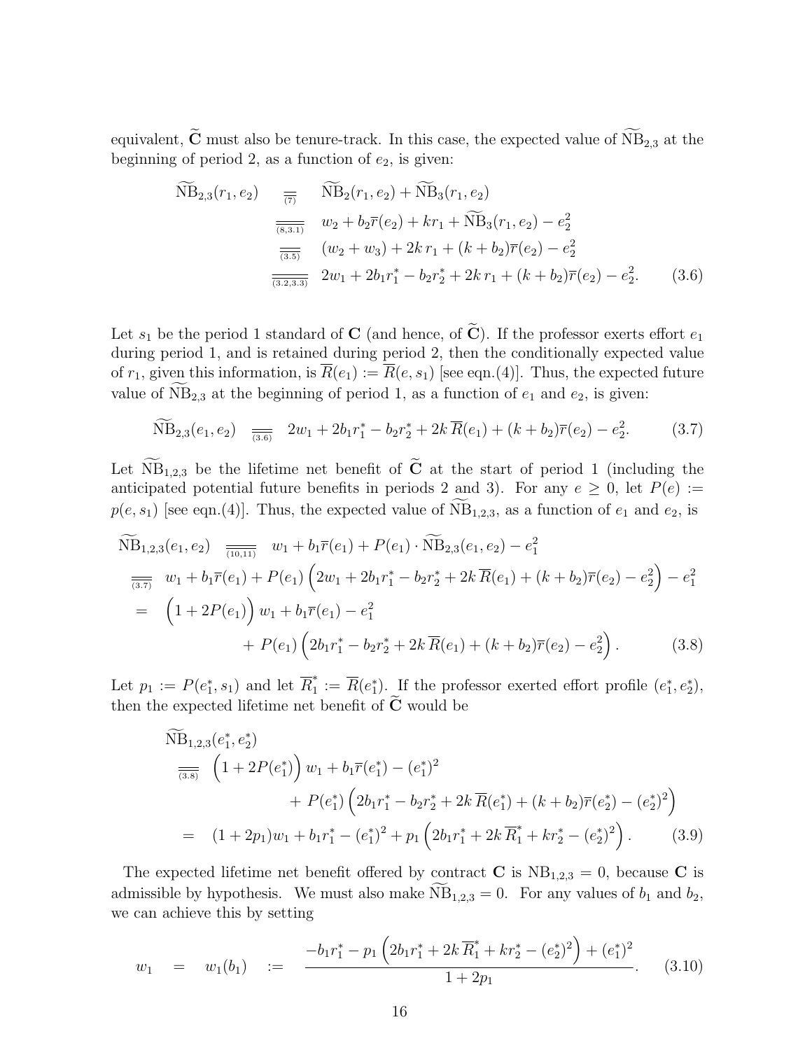equivalent, $\widetilde{\mathbf{C}}$ must also be tenure-track. In this case, the expected value of $\widetilde{\mathrm{NB}}_{2,3}$ at the beginning of period 2, as a function of $e_2$, is given:

$$
\begin{aligned}
\widetilde{\mathrm{NB}}_{2,3}(r_1, e_2) \quad &\underset{(7)}{=\!=} \quad \widetilde{\mathrm{NB}}_2(r_1, e_2) + \widetilde{\mathrm{NB}}_3(r_1, e_2) \\
&\underset{(8,3.1)}{=\!=} \quad w_2 + b_2\overline{r}(e_2) + kr_1 + \widetilde{\mathrm{NB}}_3(r_1, e_2) - e_2^2 \\
&\underset{(3.5)}{=\!=} \quad (w_2 + w_3) + 2k\, r_1 + (k + b_2)\overline{r}(e_2) - e_2^2 \\
&\underset{(3.2,3.3)}{=\!=} \quad 2w_1 + 2b_1 r_1^* - b_2 r_2^* + 2k\, r_1 + (k + b_2)\overline{r}(e_2) - e_2^2. \qquad (3.6)
\end{aligned}
$$

Let $s_1$ be the period 1 standard of $\mathbf{C}$ (and hence, of $\widetilde{\mathbf{C}}$). If the professor exerts effort $e_1$ during period 1, and is retained during period 2, then the conditionally expected value of $r_1$, given this information, is $\overline{R}(e_1) := \overline{R}(e, s_1)$ [see eqn.(4)]. Thus, the expected future value of $\widetilde{\mathrm{NB}}_{2,3}$ at the beginning of period 1, as a function of $e_1$ and $e_2$, is given:

$$
\widetilde{\mathrm{NB}}_{2,3}(e_1, e_2) \quad \underset{(3.6)}{=\!=} \quad 2w_1 + 2b_1 r_1^* - b_2 r_2^* + 2k\, \overline{R}(e_1) + (k + b_2)\overline{r}(e_2) - e_2^2. \qquad (3.7)
$$

Let $\widetilde{\mathrm{NB}}_{1,2,3}$ be the lifetime net benefit of $\widetilde{\mathbf{C}}$ at the start of period 1 (including the anticipated potential future benefits in periods 2 and 3). For any $e \geq 0$, let $P(e) := p(e, s_1)$ [see eqn.(4)]. Thus, the expected value of $\widetilde{\mathrm{NB}}_{1,2,3}$, as a function of $e_1$ and $e_2$, is

$$
\begin{aligned}
\widetilde{\mathrm{NB}}_{1,2,3}(e_1, e_2) \quad &\underset{(10,11)}{=\!=} \quad w_1 + b_1\overline{r}(e_1) + P(e_1) \cdot \widetilde{\mathrm{NB}}_{2,3}(e_1, e_2) - e_1^2 \\
&\underset{(3.7)}{=\!=} \quad w_1 + b_1\overline{r}(e_1) + P(e_1)\left(2w_1 + 2b_1 r_1^* - b_2 r_2^* + 2k\, \overline{R}(e_1) + (k + b_2)\overline{r}(e_2) - e_2^2\right) - e_1^2 \\
&= \quad \Big(1 + 2P(e_1)\Big)\, w_1 + b_1\overline{r}(e_1) - e_1^2 \\
&\qquad + P(e_1)\left(2b_1 r_1^* - b_2 r_2^* + 2k\, \overline{R}(e_1) + (k + b_2)\overline{r}(e_2) - e_2^2\right). \qquad (3.8)
\end{aligned}
$$

Let $p_1 := P(e_1^*, s_1)$ and let $\overline{R}_1^* := \overline{R}(e_1^*)$. If the professor exerted effort profile $(e_1^*, e_2^*)$, then the expected lifetime net benefit of $\widetilde{\mathbf{C}}$ would be

$$
\begin{aligned}
&\widetilde{\mathrm{NB}}_{1,2,3}(e_1^*, e_2^*) \\
&\underset{(3.8)}{=\!=} \quad \Big(1 + 2P(e_1^*)\Big)\, w_1 + b_1\overline{r}(e_1^*) - (e_1^*)^2 \\
&\qquad + P(e_1^*)\left(2b_1 r_1^* - b_2 r_2^* + 2k\, \overline{R}(e_1^*) + (k + b_2)\overline{r}(e_2^*) - (e_2^*)^2\right) \\
&= \quad (1 + 2p_1)w_1 + b_1 r_1^* - (e_1^*)^2 + p_1\left(2b_1 r_1^* + 2k\, \overline{R}_1^* + kr_2^* - (e_2^*)^2\right). \qquad (3.9)
\end{aligned}
$$

The expected lifetime net benefit offered by contract $\mathbf{C}$ is $\mathrm{NB}_{1,2,3} = 0$, because $\mathbf{C}$ is admissible by hypothesis. We must also make $\widetilde{\mathrm{NB}}_{1,2,3} = 0$. For any values of $b_1$ and $b_2$, we can achieve this by setting

$$
w_1 \quad = \quad w_1(b_1) \quad := \quad \frac{-b_1 r_1^* - p_1\left(2b_1 r_1^* + 2k\, \overline{R}_1^* + kr_2^* - (e_2^*)^2\right) + (e_1^*)^2}{1 + 2p_1}. \qquad (3.10)
$$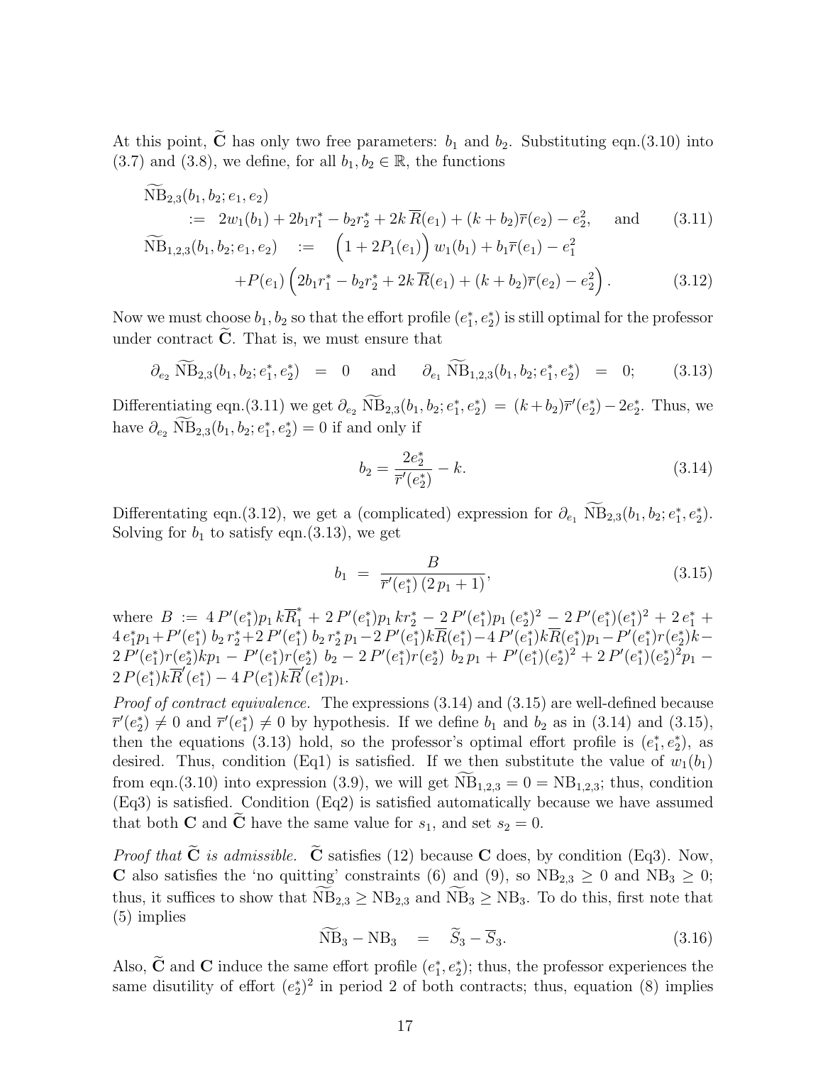At this point, $\widetilde{\mathbf{C}}$ has only two free parameters: $b_1$ and $b_2$. Substituting eqn.(3.10) into (3.7) and (3.8), we define, for all $b_1, b_2 \in \mathbb{R}$, the functions

$$
\begin{aligned}
&\widetilde{\mathrm{NB}}_{2,3}(b_1, b_2; e_1, e_2) \\
&\quad := \; 2w_1(b_1) + 2b_1 r_1^* - b_2 r_2^* + 2k\,\overline{R}(e_1) + (k + b_2)\overline{r}(e_2) - e_2^2, \quad \text{and} \qquad (3.11) \\
&\widetilde{\mathrm{NB}}_{1,2,3}(b_1, b_2; e_1, e_2) \quad := \quad \Big(1 + 2P_1(e_1)\Big)\, w_1(b_1) + b_1 \overline{r}(e_1) - e_1^2 \\
&\qquad + P(e_1)\Big(2b_1 r_1^* - b_2 r_2^* + 2k\,\overline{R}(e_1) + (k + b_2)\overline{r}(e_2) - e_2^2\Big). \qquad (3.12)
\end{aligned}
$$

Now we must choose $b_1, b_2$ so that the effort profile $(e_1^*, e_2^*)$ is still optimal for the professor under contract $\widetilde{\mathbf{C}}$. That is, we must ensure that

$$
\partial_{e_2}\, \widetilde{\mathrm{NB}}_{2,3}(b_1, b_2; e_1^*, e_2^*) \;=\; 0 \quad \text{and} \quad \partial_{e_1}\, \widetilde{\mathrm{NB}}_{1,2,3}(b_1, b_2; e_1^*, e_2^*) \;=\; 0; \qquad (3.13)
$$

Differentiating eqn.(3.11) we get $\partial_{e_2}\, \widetilde{\mathrm{NB}}_{2,3}(b_1, b_2; e_1^*, e_2^*) = (k + b_2)\overline{r}'(e_2^*) - 2e_2^*$. Thus, we have $\partial_{e_2}\, \widetilde{\mathrm{NB}}_{2,3}(b_1, b_2; e_1^*, e_2^*) = 0$ if and only if

$$
b_2 = \frac{2e_2^*}{\overline{r}'(e_2^*)} - k. \qquad (3.14)
$$

Differentating eqn.(3.12), we get a (complicated) expression for $\partial_{e_1}\, \widetilde{\mathrm{NB}}_{2,3}(b_1, b_2; e_1^*, e_2^*)$. Solving for $b_1$ to satisfy eqn.(3.13), we get

$$
b_1 \;=\; \frac{B}{\overline{r}'(e_1^*)\,(2\,p_1 + 1)}, \qquad (3.15)
$$

where $B := 4\,P'(e_1^*)p_1\,k\overline{R}_1^* + 2\,P'(e_1^*)p_1\,kr_2^* - 2\,P'(e_1^*)p_1\,(e_2^*)^2 - 2\,P'(e_1^*)(e_1^*)^2 + 2\,e_1^* + 4\,e_1^*p_1 + P'(e_1^*)\; b_2\,r_2^* + 2\,P'(e_1^*)\; b_2\,r_2^*\,p_1 - 2\,P'(e_1^*)k\overline{R}(e_1^*) - 4\,P'(e_1^*)k\overline{R}(e_1^*)p_1 - P'(e_1^*)r(e_2^*)k - 2\,P'(e_1^*)r(e_2^*)kp_1 - P'(e_1^*)r(e_2^*)\; b_2 - 2\,P'(e_1^*)r(e_2^*)\; b_2\,p_1 + P'(e_1^*)(e_2^*)^2 + 2\,P'(e_1^*)(e_2^*)^2 p_1 - 2\,P(e_1^*)k\overline{R}'(e_1^*) - 4\,P(e_1^*)k\overline{R}'(e_1^*)p_1$.

*Proof of contract equivalence.* The expressions (3.14) and (3.15) are well-defined because $\overline{r}'(e_2^*) \neq 0$ and $\overline{r}'(e_1^*) \neq 0$ by hypothesis. If we define $b_1$ and $b_2$ as in (3.14) and (3.15), then the equations (3.13) hold, so the professor's optimal effort profile is $(e_1^*, e_2^*)$, as desired. Thus, condition (Eq1) is satisfied. If we then substitute the value of $w_1(b_1)$ from eqn.(3.10) into expression (3.9), we will get $\widetilde{\mathrm{NB}}_{1,2,3} = 0 = \mathrm{NB}_{1,2,3}$; thus, condition (Eq3) is satisfied. Condition (Eq2) is satisfied automatically because we have assumed that both $\mathbf{C}$ and $\widetilde{\mathbf{C}}$ have the same value for $s_1$, and set $s_2 = 0$.

*Proof that $\widetilde{\mathbf{C}}$ is admissible.* $\widetilde{\mathbf{C}}$ satisfies (12) because $\mathbf{C}$ does, by condition (Eq3). Now, $\mathbf{C}$ also satisfies the 'no quitting' constraints (6) and (9), so $\mathrm{NB}_{2,3} \geq 0$ and $\mathrm{NB}_3 \geq 0$; thus, it suffices to show that $\widetilde{\mathrm{NB}}_{2,3} \geq \mathrm{NB}_{2,3}$ and $\widetilde{\mathrm{NB}}_3 \geq \mathrm{NB}_3$. To do this, first note that (5) implies

$$
\widetilde{\mathrm{NB}}_3 - \mathrm{NB}_3 \quad = \quad \widetilde{S}_3 - \overline{S}_3. \qquad (3.16)
$$

Also, $\widetilde{\mathbf{C}}$ and $\mathbf{C}$ induce the same effort profile $(e_1^*, e_2^*)$; thus, the professor experiences the same disutility of effort $(e_2^*)^2$ in period 2 of both contracts; thus, equation (8) implies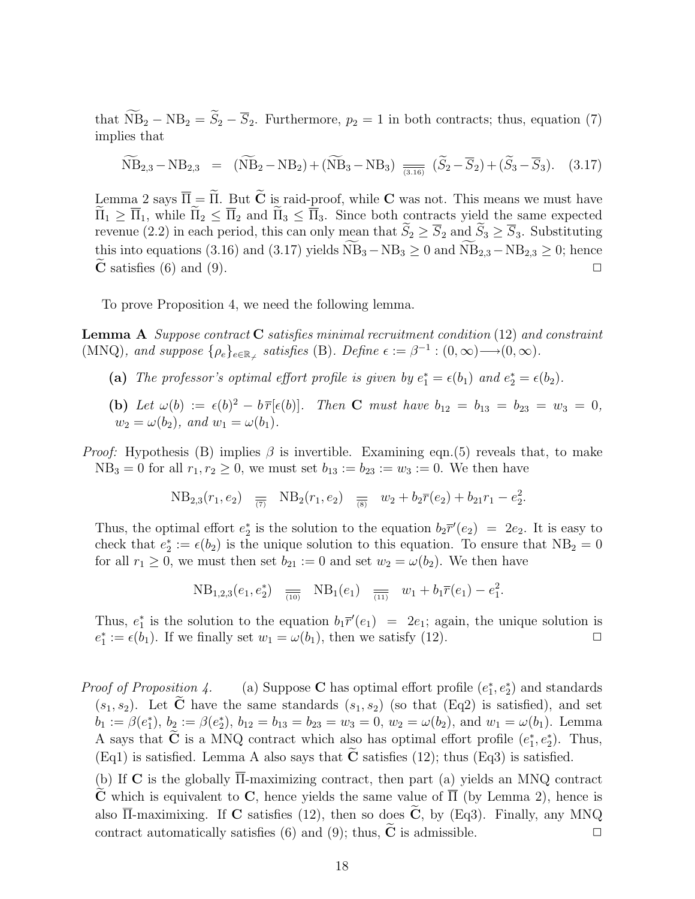that $\widetilde{\mathrm{NB}}_2 - \mathrm{NB}_2 = \widetilde{S}_2 - \overline{S}_2$. Furthermore, $p_2 = 1$ in both contracts; thus, equation (7) implies that

$$\widetilde{\mathrm{NB}}_{2,3} - \mathrm{NB}_{2,3} \quad = \quad (\widetilde{\mathrm{NB}}_2 - \mathrm{NB}_2) + (\widetilde{\mathrm{NB}}_3 - \mathrm{NB}_3) \underset{(3.16)}{=\!=} (\widetilde{S}_2 - \overline{S}_2) + (\widetilde{S}_3 - \overline{S}_3). \quad (3.17)$$

Lemma 2 says $\overline{\Pi} = \widetilde{\Pi}$. But $\widetilde{\mathbf{C}}$ is raid-proof, while $\mathbf{C}$ was not. This means we must have $\widetilde{\Pi}_1 \geq \overline{\Pi}_1$, while $\widetilde{\Pi}_2 \leq \overline{\Pi}_2$ and $\widetilde{\Pi}_3 \leq \overline{\Pi}_3$. Since both contracts yield the same expected revenue (2.2) in each period, this can only mean that $\widetilde{S}_2 \geq \overline{S}_2$ and $\widetilde{S}_3 \geq \overline{S}_3$. Substituting this into equations (3.16) and (3.17) yields $\widetilde{\mathrm{NB}}_3 - \mathrm{NB}_3 \geq 0$ and $\widetilde{\mathrm{NB}}_{2,3} - \mathrm{NB}_{2,3} \geq 0$; hence $\widetilde{\mathbf{C}}$ satisfies (6) and (9). □

To prove Proposition 4, we need the following lemma.

**Lemma A** *Suppose contract* $\mathbf{C}$ *satisfies minimal recruitment condition* (12) *and constraint* (MNQ)*, and suppose* $\{\rho_e\}_{e\in\mathbb{R}_{\not-}}$ *satisfies* (B)*. Define* $\epsilon := \beta^{-1} : (0,\infty)\longrightarrow(0,\infty)$.

**(a)** *The professor's optimal effort profile is given by* $e_1^* = \epsilon(b_1)$ *and* $e_2^* = \epsilon(b_2)$.

**(b)** *Let* $\omega(b) := \epsilon(b)^2 - b\,\overline{r}[\epsilon(b)]$. *Then* $\mathbf{C}$ *must have* $b_{12} = b_{13} = b_{23} = w_3 = 0$, $w_2 = \omega(b_2)$, *and* $w_1 = \omega(b_1)$.

*Proof:* Hypothesis (B) implies $\beta$ is invertible. Examining eqn.(5) reveals that, to make $\mathrm{NB}_3 = 0$ for all $r_1, r_2 \geq 0$, we must set $b_{13} := b_{23} := w_3 := 0$. We then have

$$\mathrm{NB}_{2,3}(r_1, e_2) \underset{(7)}{=\!=} \mathrm{NB}_2(r_1, e_2) \underset{(8)}{=\!=} w_2 + b_2\overline{r}(e_2) + b_{21}r_1 - e_2^2.$$

Thus, the optimal effort $e_2^*$ is the solution to the equation $b_2\overline{r}'(e_2) \;=\; 2e_2$. It is easy to check that $e_2^* := \epsilon(b_2)$ is the unique solution to this equation. To ensure that $\mathrm{NB}_2 = 0$ for all $r_1 \geq 0$, we must then set $b_{21} := 0$ and set $w_2 = \omega(b_2)$. We then have

$$\mathrm{NB}_{1,2,3}(e_1, e_2^*) \underset{(10)}{=\!=} \mathrm{NB}_1(e_1) \underset{(11)}{=\!=} w_1 + b_1\overline{r}(e_1) - e_1^2.$$

Thus, $e_1^*$ is the solution to the equation $b_1\overline{r}'(e_1) \;=\; 2e_1$; again, the unique solution is $e_1^* := \epsilon(b_1)$. If we finally set $w_1 = \omega(b_1)$, then we satisfy (12). □

*Proof of Proposition 4.* (a) Suppose $\mathbf{C}$ has optimal effort profile $(e_1^*, e_2^*)$ and standards $(s_1, s_2)$. Let $\widetilde{\mathbf{C}}$ have the same standards $(s_1, s_2)$ (so that (Eq2) is satisfied), and set $b_1 := \beta(e_1^*)$, $b_2 := \beta(e_2^*)$, $b_{12} = b_{13} = b_{23} = w_3 = 0$, $w_2 = \omega(b_2)$, and $w_1 = \omega(b_1)$. Lemma A says that $\widetilde{\mathbf{C}}$ is a MNQ contract which also has optimal effort profile $(e_1^*, e_2^*)$. Thus, (Eq1) is satisfied. Lemma A also says that $\widetilde{\mathbf{C}}$ satisfies (12); thus (Eq3) is satisfied.

(b) If $\mathbf{C}$ is the globally $\overline{\Pi}$-maximizing contract, then part (a) yields an MNQ contract $\widetilde{\mathbf{C}}$ which is equivalent to $\mathbf{C}$, hence yields the same value of $\overline{\Pi}$ (by Lemma 2), hence is also $\overline{\Pi}$-maximixing. If $\mathbf{C}$ satisfies (12), then so does $\widetilde{\mathbf{C}}$, by (Eq3). Finally, any MNQ contract automatically satisfies (6) and (9); thus, $\widetilde{\mathbf{C}}$ is admissible. □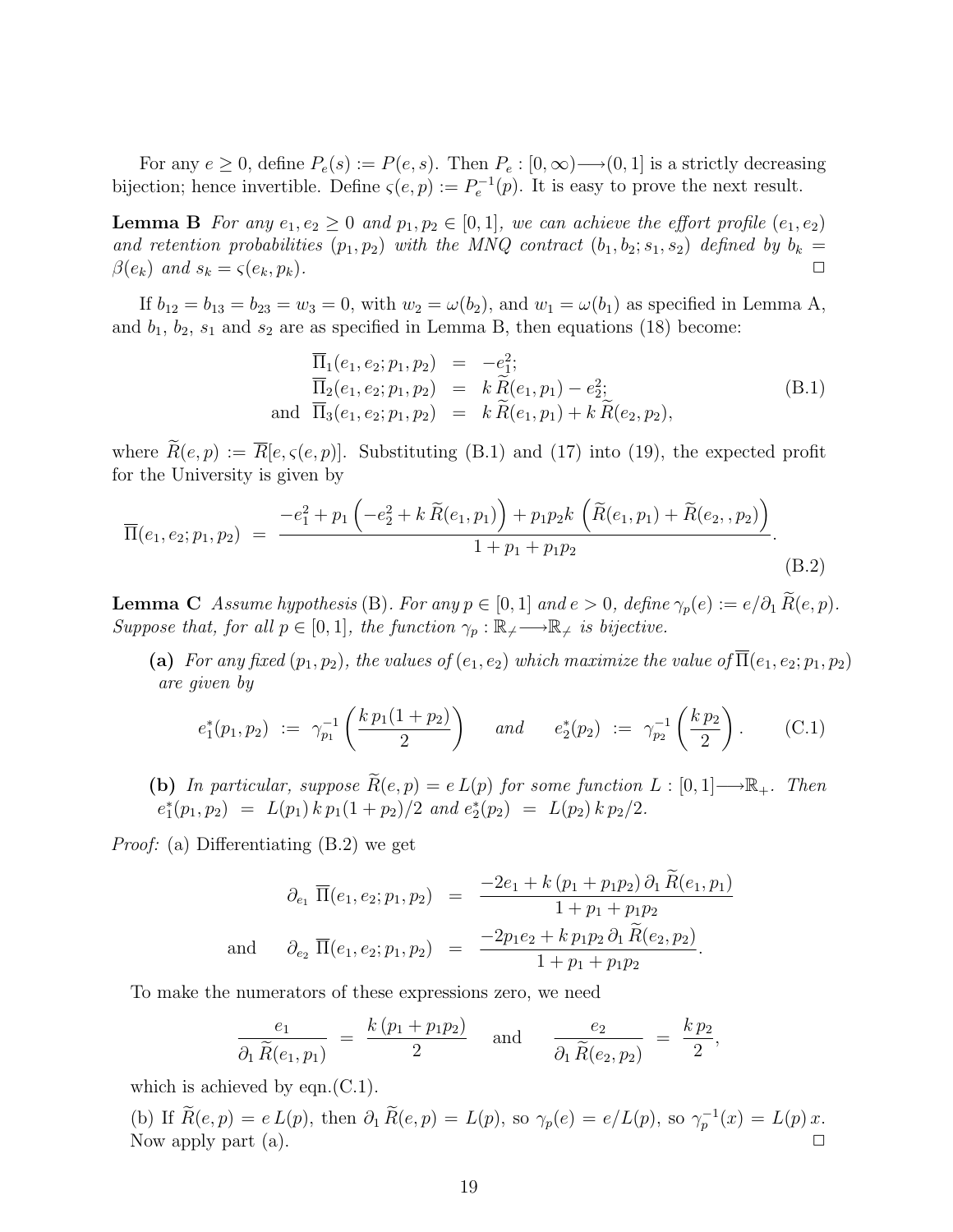For any $e \geq 0$, define $P_e(s) := P(e, s)$. Then $P_e : [0, \infty) \longrightarrow (0, 1]$ is a strictly decreasing bijection; hence invertible. Define $\varsigma(e, p) := P_e^{-1}(p)$. It is easy to prove the next result.

**Lemma B** *For any $e_1, e_2 \geq 0$ and $p_1, p_2 \in [0, 1]$, we can achieve the effort profile $(e_1, e_2)$ and retention probabilities $(p_1, p_2)$ with the MNQ contract $(b_1, b_2; s_1, s_2)$ defined by $b_k = \beta(e_k)$ and $s_k = \varsigma(e_k, p_k)$.* □

If $b_{12} = b_{13} = b_{23} = w_3 = 0$, with $w_2 = \omega(b_2)$, and $w_1 = \omega(b_1)$ as specified in Lemma A, and $b_1$, $b_2$, $s_1$ and $s_2$ are as specified in Lemma B, then equations (18) become:

$$
\begin{aligned}
\overline{\Pi}_1(e_1, e_2; p_1, p_2) &= -e_1^2; \\
\overline{\Pi}_2(e_1, e_2; p_1, p_2) &= k\, \widetilde{R}(e_1, p_1) - e_2^2; \\
\text{and} \quad \overline{\Pi}_3(e_1, e_2; p_1, p_2) &= k\, \widetilde{R}(e_1, p_1) + k\, \widetilde{R}(e_2, p_2),
\end{aligned}
\tag{B.1}
$$

where $\widetilde{R}(e, p) := \overline{R}[e, \varsigma(e, p)]$. Substituting (B.1) and (17) into (19), the expected profit for the University is given by

$$
\overline{\Pi}(e_1, e_2; p_1, p_2) = \frac{-e_1^2 + p_1 \left(-e_2^2 + k\, \widetilde{R}(e_1, p_1)\right) + p_1 p_2 k \left(\widetilde{R}(e_1, p_1) + \widetilde{R}(e_2, , p_2)\right)}{1 + p_1 + p_1 p_2}.
\tag{B.2}
$$

**Lemma C** *Assume hypothesis* (B). *For any $p \in [0, 1]$ and $e > 0$, define $\gamma_p(e) := e / \partial_1 \widetilde{R}(e, p)$. Suppose that, for all $p \in [0, 1]$, the function $\gamma_p : \mathbb{R}_{\neq} \longrightarrow \mathbb{R}_{\neq}$ is bijective.*

**(a)** *For any fixed $(p_1, p_2)$, the values of $(e_1, e_2)$ which maximize the value of $\overline{\Pi}(e_1, e_2; p_1, p_2)$ are given by*

$$
e_1^*(p_1, p_2) := \gamma_{p_1}^{-1}\left(\frac{k\, p_1 (1 + p_2)}{2}\right) \quad \text{and} \quad e_2^*(p_2) := \gamma_{p_2}^{-1}\left(\frac{k\, p_2}{2}\right).
\tag{C.1}
$$

**(b)** *In particular, suppose $\widetilde{R}(e, p) = e\, L(p)$ for some function $L : [0, 1] \longrightarrow \mathbb{R}_+$. Then $e_1^*(p_1, p_2) = L(p_1)\, k\, p_1 (1 + p_2)/2$ and $e_2^*(p_2) = L(p_2)\, k\, p_2/2$.*

*Proof:* (a) Differentiating (B.2) we get

$$
\begin{aligned}
\partial_{e_1} \overline{\Pi}(e_1, e_2; p_1, p_2) &= \frac{-2e_1 + k\,(p_1 + p_1 p_2)\, \partial_1 \widetilde{R}(e_1, p_1)}{1 + p_1 + p_1 p_2} \\
\text{and} \quad \partial_{e_2} \overline{\Pi}(e_1, e_2; p_1, p_2) &= \frac{-2p_1 e_2 + k\, p_1 p_2\, \partial_1 \widetilde{R}(e_2, p_2)}{1 + p_1 + p_1 p_2}.
\end{aligned}
$$

To make the numerators of these expressions zero, we need

$$
\frac{e_1}{\partial_1 \widetilde{R}(e_1, p_1)} = \frac{k\,(p_1 + p_1 p_2)}{2} \quad \text{and} \quad \frac{e_2}{\partial_1 \widetilde{R}(e_2, p_2)} = \frac{k\, p_2}{2},
$$

which is achieved by eqn.(C.1).

(b) If $\widetilde{R}(e, p) = e\, L(p)$, then $\partial_1 \widetilde{R}(e, p) = L(p)$, so $\gamma_p(e) = e / L(p)$, so $\gamma_p^{-1}(x) = L(p)\, x$. Now apply part (a). □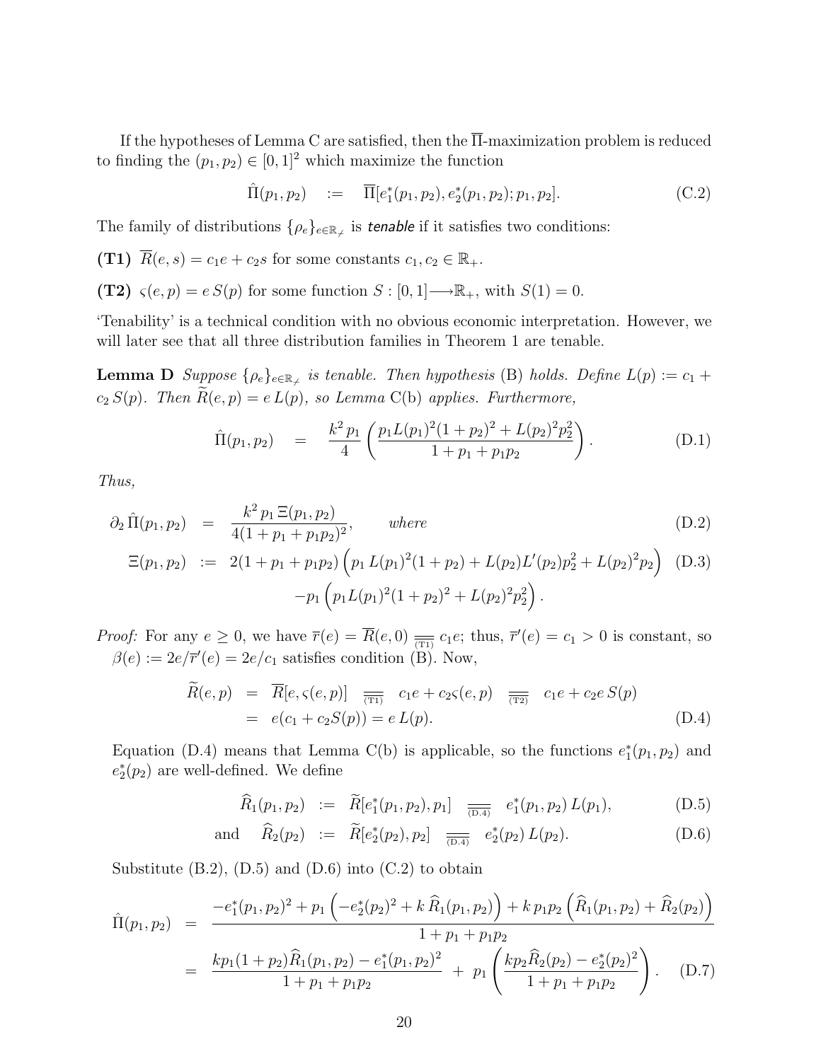If the hypotheses of Lemma C are satisfied, then the $\overline{\Pi}$-maximization problem is reduced to finding the $(p_1, p_2) \in [0,1]^2$ which maximize the function

$$\hat{\Pi}(p_1, p_2) \quad := \quad \overline{\Pi}[e_1^*(p_1,p_2), e_2^*(p_1,p_2); p_1, p_2]. \tag{C.2}$$

The family of distributions $\{\rho_e\}_{e \in \mathbb{R}_{\not-}}$ is ***tenable*** if it satisfies two conditions:

**(T1)** $\overline{R}(e,s) = c_1 e + c_2 s$ for some constants $c_1, c_2 \in \mathbb{R}_+$.

**(T2)** $\varsigma(e,p) = e\, S(p)$ for some function $S : [0,1] \longrightarrow \mathbb{R}_+$, with $S(1) = 0$.

'Tenability' is a technical condition with no obvious economic interpretation. However, we will later see that all three distribution families in Theorem 1 are tenable.

**Lemma D** *Suppose $\{\rho_e\}_{e \in \mathbb{R}_{\not-}}$ is tenable. Then hypothesis* (B) *holds. Define $L(p) := c_1 + c_2\, S(p)$. Then $\widetilde{R}(e,p) = e\, L(p)$, so Lemma* C(b) *applies. Furthermore,*

$$\hat{\Pi}(p_1, p_2) \quad = \quad \frac{k^2\, p_1}{4} \left( \frac{p_1 L(p_1)^2 (1+p_2) + L(p_2)^2 p_2^2}{1 + p_1 + p_1 p_2} \right). \tag{D.1}$$

*Thus,*

$$\partial_2 \hat{\Pi}(p_1, p_2) \quad = \quad \frac{k^2\, p_1\, \Xi(p_1,p_2)}{4(1+p_1+p_1p_2)^2}, \qquad \textit{where} \tag{D.2}$$

$$\begin{aligned} \Xi(p_1,p_2) \quad := \quad & 2(1+p_1+p_1p_2)\left( p_1\, L(p_1)^2 (1+p_2) + L(p_2) L'(p_2) p_2^2 + L(p_2)^2 p_2 \right) \\ & - p_1 \left( p_1 L(p_1)^2 (1+p_2)^2 + L(p_2)^2 p_2^2 \right). \end{aligned} \tag{D.3}$$

*Proof:* For any $e \geq 0$, we have $\overline{r}(e) = \overline{R}(e,0) \underset{\text{(T1)}}{=} c_1 e$; thus, $\overline{r}'(e) = c_1 > 0$ is constant, so $\beta(e) := 2e/\overline{r}'(e) = 2e/c_1$ satisfies condition (B). Now,

$$\begin{aligned} \widetilde{R}(e,p) \quad &= \quad \overline{R}[e, \varsigma(e,p)] \quad \underset{\text{(T1)}}{=} \quad c_1 e + c_2 \varsigma(e,p) \quad \underset{\text{(T2)}}{=} \quad c_1 e + c_2 e\, S(p) \\ &= \quad e(c_1 + c_2 S(p)) = e\, L(p). \end{aligned} \tag{D.4}$$

Equation (D.4) means that Lemma C(b) is applicable, so the functions $e_1^*(p_1,p_2)$ and $e_2^*(p_2)$ are well-defined. We define

$$\widehat{R}_1(p_1,p_2) \quad := \quad \widetilde{R}[e_1^*(p_1,p_2), p_1] \quad \underset{\text{(D.4)}}{=} \quad e_1^*(p_1,p_2)\, L(p_1), \tag{D.5}$$

$$\text{and} \quad \widehat{R}_2(p_2) \quad := \quad \widetilde{R}[e_2^*(p_2), p_2] \quad \underset{\text{(D.4)}}{=} \quad e_2^*(p_2)\, L(p_2). \tag{D.6}$$

Substitute (B.2), (D.5) and (D.6) into (C.2) to obtain

$$\begin{aligned} \hat{\Pi}(p_1,p_2) \quad &= \quad \frac{-e_1^*(p_1,p_2)^2 + p_1\left(-e_2^*(p_2)^2 + k\, \widehat{R}_1(p_1,p_2)\right) + k\, p_1 p_2 \left(\widehat{R}_1(p_1,p_2) + \widehat{R}_2(p_2)\right)}{1+p_1+p_1p_2} \\ &= \quad \frac{kp_1(1+p_2)\widehat{R}_1(p_1,p_2) - e_1^*(p_1,p_2)^2}{1+p_1+p_1p_2} \; + \; p_1 \left( \frac{kp_2 \widehat{R}_2(p_2) - e_2^*(p_2)^2}{1+p_1+p_1p_2} \right). \end{aligned} \tag{D.7}$$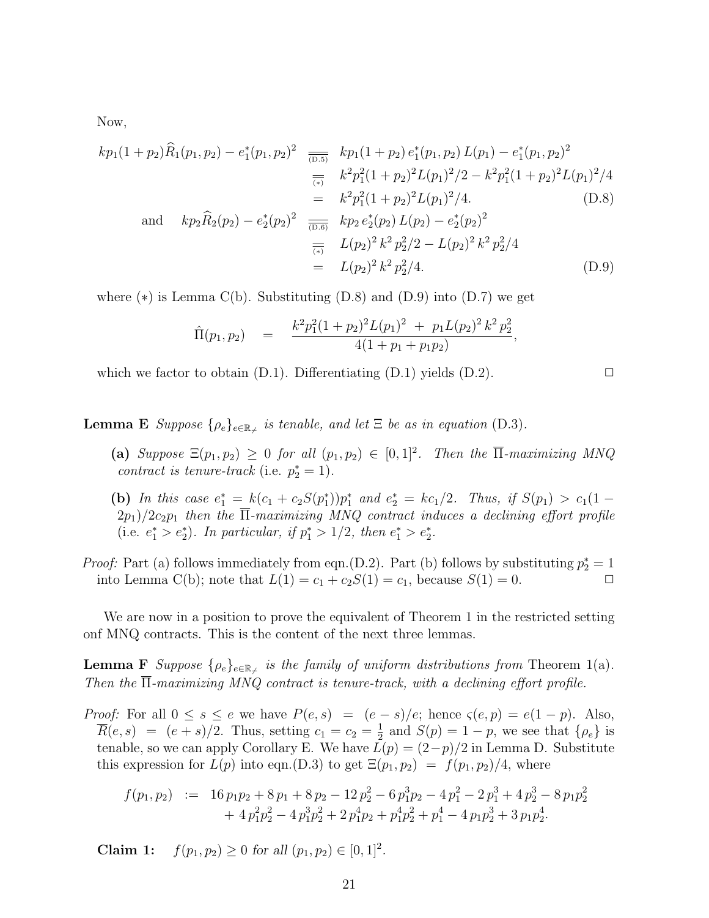Now,

$$
\begin{aligned}
kp_1(1+p_2)\widehat{R}_1(p_1,p_2) - e_1^*(p_1,p_2)^2 &\underset{\text{(D.5)}}{=} kp_1(1+p_2)\, e_1^*(p_1,p_2)\, L(p_1) - e_1^*(p_1,p_2)^2 \\
&\underset{(*)}{=} k^2p_1^2(1+p_2)^2 L(p_1)^2/2 - k^2p_1^2(1+p_2)^2L(p_1)^2/4 \\
&= k^2p_1^2(1+p_2)^2L(p_1)^2/4. \qquad \text{(D.8)}\\
\text{and} \quad kp_2\widehat{R}_2(p_2) - e_2^*(p_2)^2 &\underset{\text{(D.6)}}{=} kp_2\, e_2^*(p_2)\, L(p_2) - e_2^*(p_2)^2 \\
&\underset{(*)}{=} L(p_2)^2\, k^2\, p_2^2/2 - L(p_2)^2\, k^2\, p_2^2/4 \\
&= L(p_2)^2\, k^2\, p_2^2/4. \qquad \text{(D.9)}
\end{aligned}
$$

where $(*)$ is Lemma C(b). Substituting (D.8) and (D.9) into (D.7) we get

$$
\hat{\Pi}(p_1,p_2) \quad = \quad \frac{k^2p_1^2(1+p_2)^2L(p_1)^2 \; + \; p_1L(p_2)^2\, k^2\, p_2^2}{4(1+p_1+p_1p_2)},
$$

which we factor to obtain (D.1). Differentiating (D.1) yields (D.2). □

**Lemma E** *Suppose* $\{\rho_e\}_{e\in\mathbb{R}_{\neq}}$ *is tenable, and let* $\Xi$ *be as in equation* (D.3).

**(a)** *Suppose* $\Xi(p_1,p_2) \geq 0$ *for all* $(p_1,p_2) \in [0,1]^2$. *Then the* $\overline{\Pi}$*-maximizing MNQ contract is tenure-track* (i.e. $p_2^* = 1$).

**(b)** *In this case* $e_1^* = k(c_1 + c_2S(p_1^*))p_1^*$ *and* $e_2^* = kc_1/2$. *Thus, if* $S(p_1) > c_1(1-2p_1)/2c_2p_1$ *then the* $\overline{\Pi}$*-maximizing MNQ contract induces a declining effort profile* (i.e. $e_1^* > e_2^*$). *In particular, if* $p_1^* > 1/2$, *then* $e_1^* > e_2^*$.

*Proof:* Part (a) follows immediately from eqn.(D.2). Part (b) follows by substituting $p_2^* = 1$ into Lemma C(b); note that $L(1) = c_1 + c_2S(1) = c_1$, because $S(1) = 0$. □

We are now in a position to prove the equivalent of Theorem 1 in the restricted setting onf MNQ contracts. This is the content of the next three lemmas.

**Lemma F** *Suppose* $\{\rho_e\}_{e\in\mathbb{R}_{\neq}}$ *is the family of uniform distributions from* Theorem 1(a). *Then the* $\overline{\Pi}$*-maximizing MNQ contract is tenure-track, with a declining effort profile.*

*Proof:* For all $0 \leq s \leq e$ we have $P(e,s) \;=\; (e-s)/e$; hence $\varsigma(e,p) = e(1-p)$. Also, $\overline{R}(e,s) \;=\; (e+s)/2$. Thus, setting $c_1 = c_2 = \frac{1}{2}$ and $S(p) = 1-p$, we see that $\{\rho_e\}$ is tenable, so we can apply Corollary E. We have $L(p) = (2-p)/2$ in Lemma D. Substitute this expression for $L(p)$ into eqn.(D.3) to get $\Xi(p_1,p_2) \;=\; f(p_1,p_2)/4$, where

$$
\begin{aligned}
f(p_1,p_2) \;:=\; & 16\,p_1p_2 + 8\,p_1 + 8\,p_2 - 12\,p_2^2 - 6\,p_1^3p_2 - 4\,p_1^2 - 2\,p_1^3 + 4\,p_2^3 - 8\,p_1p_2^2 \\
& + 4\,p_1^2p_2^2 - 4\,p_1^3p_2^2 + 2\,p_1^4p_2 + p_1^4p_2^2 + p_1^4 - 4\,p_1p_2^3 + 3\,p_1p_2^4.
\end{aligned}
$$

**Claim 1:** $\quad$ *$f(p_1,p_2) \geq 0$ for all $(p_1,p_2) \in [0,1]^2$.*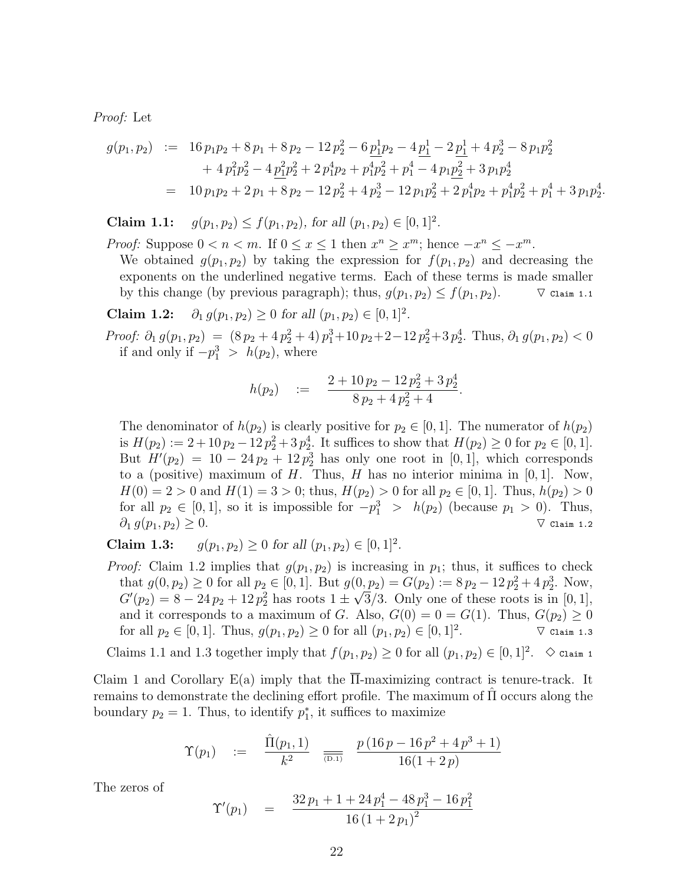*Proof:* Let

$$
\begin{aligned}
g(p_1,p_2) \;:=\;& 16\,p_1p_2 + 8\,p_1 + 8\,p_2 - 12\,p_2^2 - 6\,\underline{p_1^1}p_2 - 4\,\underline{p_1^1} - 2\,\underline{p_1^1} + 4\,p_2^3 - 8\,p_1p_2^2 \\
&+ 4\,p_1^2p_2^2 - 4\,\underline{p_1^2}p_2^2 + 2\,p_1^4p_2 + p_1^4p_2^2 + p_1^4 - 4\,p_1\underline{p_2^2} + 3\,p_1p_2^4 \\
=\;& 10\,p_1p_2 + 2\,p_1 + 8\,p_2 - 12\,p_2^2 + 4\,p_2^3 - 12\,p_1p_2^2 + 2\,p_1^4p_2 + p_1^4p_2^2 + p_1^4 + 3\,p_1p_2^4.
\end{aligned}
$$

**Claim 1.1:** $g(p_1,p_2) \leq f(p_1,p_2)$, *for all* $(p_1,p_2) \in [0,1]^2$.

*Proof:* Suppose $0 < n < m$. If $0 \leq x \leq 1$ then $x^n \geq x^m$; hence $-x^n \leq -x^m$.
We obtained $g(p_1,p_2)$ by taking the expression for $f(p_1,p_2)$ and decreasing the exponents on the underlined negative terms. Each of these terms is made smaller by this change (by previous paragraph); thus, $g(p_1,p_2) \leq f(p_1,p_2)$. $\nabla$ Claim 1.1

**Claim 1.2:** $\partial_1\, g(p_1,p_2) \geq 0$ *for all* $(p_1,p_2) \in [0,1]^2$.

*Proof:* $\partial_1\, g(p_1,p_2) \;=\; (8\,p_2 + 4\,p_2^2 + 4)\,p_1^3 + 10\,p_2 + 2 - 12\,p_2^2 + 3\,p_2^4$. Thus, $\partial_1\, g(p_1,p_2) < 0$ if and only if $-p_1^3 \;>\; h(p_2)$, where

$$
h(p_2) \quad := \quad \frac{2 + 10\,p_2 - 12\,p_2^2 + 3\,p_2^4}{8\,p_2 + 4\,p_2^2 + 4}.
$$

The denominator of $h(p_2)$ is clearly positive for $p_2 \in [0,1]$. The numerator of $h(p_2)$ is $H(p_2) := 2 + 10\,p_2 - 12\,p_2^2 + 3\,p_2^4$. It suffices to show that $H(p_2) \geq 0$ for $p_2 \in [0,1]$. But $H'(p_2) \;=\; 10 - 24\,p_2 + 12\,p_2^3$ has only one root in $[0,1]$, which corresponds to a (positive) maximum of $H$. Thus, $H$ has no interior minima in $[0,1]$. Now, $H(0) = 2 > 0$ and $H(1) = 3 > 0$; thus, $H(p_2) > 0$ for all $p_2 \in [0,1]$. Thus, $h(p_2) > 0$ for all $p_2 \in [0,1]$, so it is impossible for $-p_1^3 \;>\; h(p_2)$ (because $p_1 > 0$). Thus, $\partial_1\, g(p_1,p_2) \geq 0$. $\nabla$ Claim 1.2

**Claim 1.3:** $g(p_1,p_2) \geq 0$ *for all* $(p_1,p_2) \in [0,1]^2$.

*Proof:* Claim 1.2 implies that $g(p_1,p_2)$ is increasing in $p_1$; thus, it suffices to check that $g(0,p_2) \geq 0$ for all $p_2 \in [0,1]$. But $g(0,p_2) = G(p_2) := 8\,p_2 - 12\,p_2^2 + 4\,p_2^3$. Now, $G'(p_2) = 8 - 24\,p_2 + 12\,p_2^2$ has roots $1 \pm \sqrt{3}/3$. Only one of these roots is in $[0,1]$, and it corresponds to a maximum of $G$. Also, $G(0) = 0 = G(1)$. Thus, $G(p_2) \geq 0$ for all $p_2 \in [0,1]$. Thus, $g(p_1,p_2) \geq 0$ for all $(p_1,p_2) \in [0,1]^2$. $\nabla$ Claim 1.3

Claims 1.1 and 1.3 together imply that $f(p_1,p_2) \geq 0$ for all $(p_1,p_2) \in [0,1]^2$. $\diamond$ Claim 1

Claim 1 and Corollary E(a) imply that the $\overline{\Pi}$-maximizing contract is tenure-track. It remains to demonstrate the declining effort profile. The maximum of $\hat{\Pi}$ occurs along the boundary $p_2 = 1$. Thus, to identify $p_1^*$, it suffices to maximize

$$
\Upsilon(p_1) \quad := \quad \frac{\hat{\Pi}(p_1,1)}{k^2} \;\underset{\text{(D.1)}}{=\!=}\; \frac{p\,(16\,p - 16\,p^2 + 4\,p^3 + 1)}{16(1 + 2\,p)}
$$

The zeros of

$$
\Upsilon'(p_1) \quad = \quad \frac{32\,p_1 + 1 + 24\,p_1^4 - 48\,p_1^3 - 16\,p_1^2}{16\,(1 + 2\,p_1)^2}
$$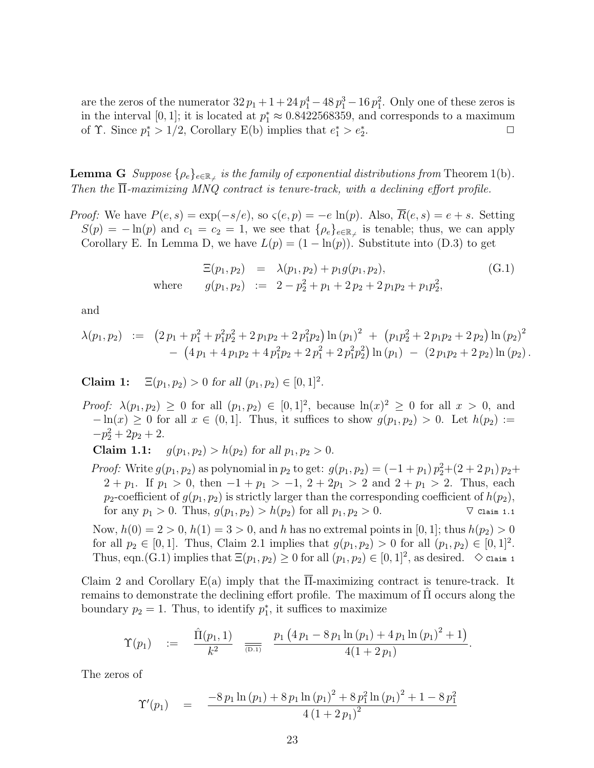are the zeros of the numerator $32\,p_1 + 1 + 24\,p_1^4 - 48\,p_1^3 - 16\,p_1^2$. Only one of these zeros is in the interval $[0,1]$; it is located at $p_1^* \approx 0.8422568359$, and corresponds to a maximum of $\Upsilon$. Since $p_1^* > 1/2$, Corollary E(b) implies that $e_1^* > e_2^*$. $\Box$

**Lemma G** *Suppose $\{\rho_e\}_{e \in \mathbb{R}_{\not-}}$ is the family of exponential distributions from* Theorem 1(b)*. Then the $\overline{\Pi}$-maximizing MNQ contract is tenure-track, with a declining effort profile.*

*Proof:* We have $P(e,s) = \exp(-s/e)$, so $\varsigma(e,p) = -e\ln(p)$. Also, $\overline{R}(e,s) = e + s$. Setting $S(p) = -\ln(p)$ and $c_1 = c_2 = 1$, we see that $\{\rho_e\}_{e \in \mathbb{R}_{\not-}}$ is tenable; thus, we can apply Corollary E. In Lemma D, we have $L(p) = (1 - \ln(p))$. Substitute into (D.3) to get

$$\begin{aligned} \Xi(p_1,p_2) &= \lambda(p_1,p_2) + p_1 g(p_1,p_2), \qquad\qquad (\text{G.1}) \\ \text{where} \quad g(p_1,p_2) &:= 2 - p_2^2 + p_1 + 2\,p_2 + 2\,p_1 p_2 + p_1 p_2^2, \end{aligned}$$

and

$$\begin{aligned} \lambda(p_1,p_2) \;:=\; & \left(2\,p_1 + p_1^2 + p_1^2 p_2^2 + 2\,p_1 p_2 + 2\,p_1^2 p_2\right) \ln(p_1)^2 \;+\; \left(p_1 p_2^2 + 2\,p_1 p_2 + 2\,p_2\right) \ln(p_2)^2 \\ & -\; \left(4\,p_1 + 4\,p_1 p_2 + 4\,p_1^2 p_2 + 2\,p_1^2 + 2\,p_1^2 p_2^2\right) \ln(p_1) \;-\; \left(2\,p_1 p_2 + 2\,p_2\right) \ln(p_2). \end{aligned}$$

**Claim 1:** $\Xi(p_1,p_2) > 0$ *for all* $(p_1,p_2) \in [0,1]^2$.

*Proof:* $\lambda(p_1,p_2) \geq 0$ for all $(p_1,p_2) \in [0,1]^2$, because $\ln(x)^2 \geq 0$ for all $x > 0$, and $-\ln(x) \geq 0$ for all $x \in (0,1]$. Thus, it suffices to show $g(p_1,p_2) > 0$. Let $h(p_2) := -p_2^2 + 2p_2 + 2$.

**Claim 1.1:** $g(p_1,p_2) > h(p_2)$ *for all* $p_1, p_2 > 0$.

*Proof:* Write $g(p_1,p_2)$ as polynomial in $p_2$ to get: $g(p_1,p_2) = (-1 + p_1)\,p_2^2 + (2 + 2\,p_1)\,p_2 + 2 + p_1$. If $p_1 > 0$, then $-1 + p_1 > -1$, $2 + 2p_1 > 2$ and $2 + p_1 > 2$. Thus, each $p_2$-coefficient of $g(p_1,p_2)$ is strictly larger than the corresponding coefficient of $h(p_2)$, for any $p_1 > 0$. Thus, $g(p_1,p_2) > h(p_2)$ for all $p_1, p_2 > 0$. $\nabla$ Claim 1.1

Now, $h(0) = 2 > 0$, $h(1) = 3 > 0$, and $h$ has no extremal points in $[0,1]$; thus $h(p_2) > 0$ for all $p_2 \in [0,1]$. Thus, Claim 2.1 implies that $g(p_1,p_2) > 0$ for all $(p_1,p_2) \in [0,1]^2$. Thus, eqn.(G.1) implies that $\Xi(p_1,p_2) \geq 0$ for all $(p_1,p_2) \in [0,1]^2$, as desired. $\diamond$ Claim 1

Claim 2 and Corollary E(a) imply that the $\overline{\Pi}$-maximizing contract is tenure-track. It remains to demonstrate the declining effort profile. The maximum of $\hat{\Pi}$ occurs along the boundary $p_2 = 1$. Thus, to identify $p_1^*$, it suffices to maximize

$$\Upsilon(p_1) \quad := \quad \frac{\hat{\Pi}(p_1,1)}{k^2} \;\; \underset{\overline{\overline{(\text{D.1})}}}{} \;\; \frac{p_1\left(4\,p_1 - 8\,p_1 \ln(p_1) + 4\,p_1 \ln(p_1)^2 + 1\right)}{4(1 + 2\,p_1)}.$$

The zeros of

$$\Upsilon'(p_1) \quad = \quad \frac{-8\,p_1 \ln(p_1) + 8\,p_1 \ln(p_1)^2 + 8\,p_1^2 \ln(p_1)^2 + 1 - 8\,p_1^2}{4\,(1 + 2\,p_1)^2}$$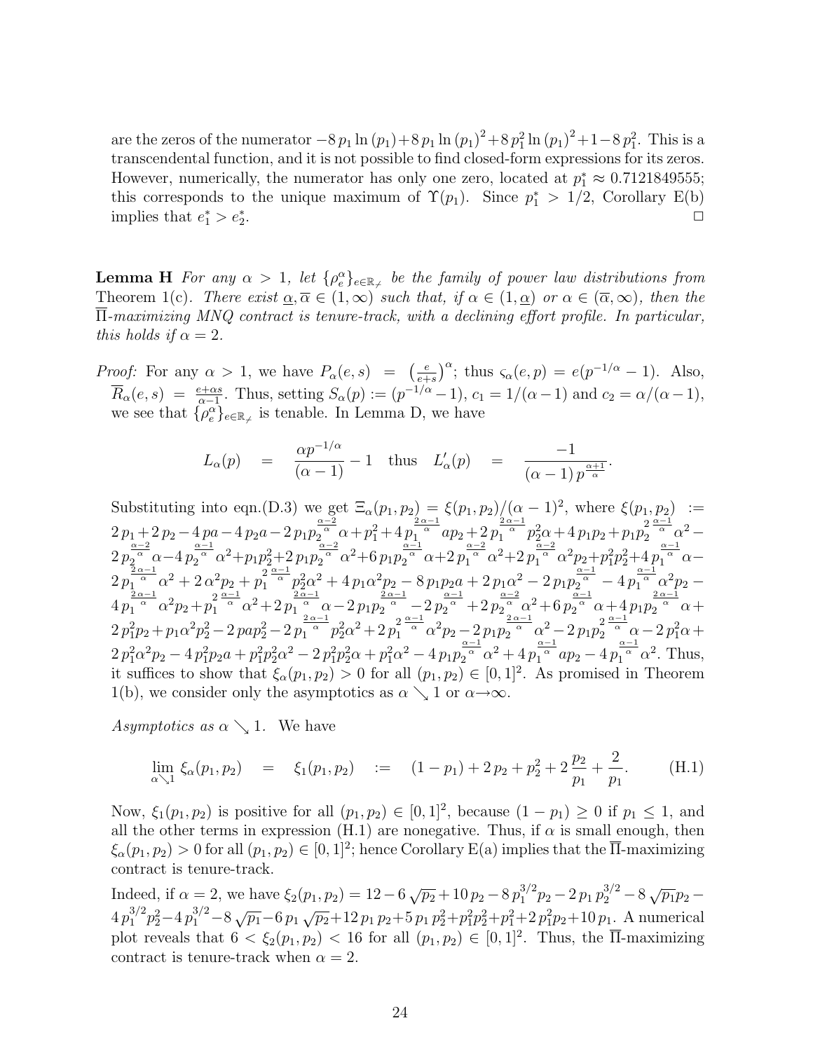are the zeros of the numerator $-8\,p_1 \ln(p_1) + 8\,p_1 \ln(p_1)^2 + 8\,p_1^2 \ln(p_1)^2 + 1 - 8\,p_1^2$. This is a transcendental function, and it is not possible to find closed-form expressions for its zeros. However, numerically, the numerator has only one zero, located at $p_1^* \approx 0.7121849555$; this corresponds to the unique maximum of $\Upsilon(p_1)$. Since $p_1^* > 1/2$, Corollary E(b) implies that $e_1^* > e_2^*$. □

**Lemma H** *For any $\alpha > 1$, let $\{\rho_e^\alpha\}_{e\in\mathbb{R}_{\not-}}$ be the family of power law distributions from Theorem 1(c). There exist $\underline{\alpha}, \overline{\alpha} \in (1,\infty)$ such that, if $\alpha \in (1,\underline{\alpha})$ or $\alpha \in (\overline{\alpha},\infty)$, then the $\overline{\Pi}$-maximizing MNQ contract is tenure-track, with a declining effort profile. In particular, this holds if $\alpha = 2$.*

*Proof:* For any $\alpha > 1$, we have $P_\alpha(e,s) = \left(\frac{e}{e+s}\right)^\alpha$; thus $\varsigma_\alpha(e,p) = e(p^{-1/\alpha} - 1)$. Also, $\overline{R}_\alpha(e,s) = \frac{e+\alpha s}{\alpha-1}$. Thus, setting $S_\alpha(p) := (p^{-1/\alpha} - 1)$, $c_1 = 1/(\alpha-1)$ and $c_2 = \alpha/(\alpha-1)$, we see that $\{\rho_e^\alpha\}_{e\in\mathbb{R}_{\not-}}$ is tenable. In Lemma D, we have

$$L_\alpha(p) \quad = \quad \frac{\alpha p^{-1/\alpha}}{(\alpha-1)} - 1 \quad \text{thus} \quad L'_\alpha(p) \quad = \quad \frac{-1}{(\alpha-1)\,p^{\frac{\alpha+1}{\alpha}}}.$$

Substituting into eqn.(D.3) we get $\Xi_\alpha(p_1,p_2) = \xi(p_1,p_2)/(\alpha-1)^2$, where $\xi(p_1,p_2) := 2\,p_1 + 2\,p_2 - 4\,pa - 4\,p_2 a - 2\,p_1 p_2^{\frac{\alpha-2}{\alpha}}\alpha + p_1^2 + 4\,p_1^{\frac{2\alpha-1}{\alpha}} a p_2 + 2\,p_1^{\frac{2\alpha-1}{\alpha}} p_2^2\alpha + 4\,p_1 p_2 + p_1 p_2^{2\frac{\alpha-1}{\alpha}}\alpha^2 - 2\,p_2^{\frac{\alpha-2}{\alpha}}\alpha - 4\,p_2^{\frac{\alpha-1}{\alpha}}\alpha^2 + p_1 p_2^2 + 2\,p_1 p_2^{\frac{\alpha-2}{\alpha}}\alpha^2 + 6\,p_1 p_2^{\frac{\alpha-1}{\alpha}}\alpha + 2\,p_1^{\frac{\alpha-2}{\alpha}}\alpha^2 + 2\,p_1^{\frac{\alpha-2}{\alpha}}\alpha^2 p_2 + p_1^2 p_2^2 + 4\,p_1^{\frac{\alpha-1}{\alpha}}\alpha - 2\,p_1^{\frac{2\alpha-1}{\alpha}}\alpha^2 + 2\,\alpha^2 p_2 + p_1^{2\frac{\alpha-1}{\alpha}} p_2^2\alpha^2 + 4\,p_1\alpha^2 p_2 - 8\,p_1 p_2 a + 2\,p_1\alpha^2 - 2\,p_1 p_2^{\frac{\alpha-1}{\alpha}} - 4\,p_1^{\frac{\alpha-1}{\alpha}}\alpha^2 p_2 - 4\,p_1^{\frac{2\alpha-1}{\alpha}}\alpha^2 p_2 + p_1^{2\frac{\alpha-1}{\alpha}}\alpha^2 + 2\,p_1^{\frac{2\alpha-1}{\alpha}}\alpha - 2\,p_1 p_2^{\frac{2\alpha-1}{\alpha}} - 2\,p_2^{\frac{\alpha-1}{\alpha}} + 2\,p_2^{\frac{\alpha-2}{\alpha}}\alpha^2 + 6\,p_2^{\frac{\alpha-1}{\alpha}}\alpha + 4\,p_1 p_2^{\frac{2\alpha-1}{\alpha}}\alpha + 2\,p_1^2 p_2 + p_1\alpha^2 p_2^2 - 2\,pa p_2^2 - 2\,p_1^{\frac{2\alpha-1}{\alpha}} p_2^2\alpha^2 + 2\,p_1^{2\frac{\alpha-1}{\alpha}}\alpha^2 p_2 - 2\,p_1 p_2^{\frac{2\alpha-1}{\alpha}}\alpha^2 - 2\,p_1 p_2^{2\frac{\alpha-1}{\alpha}}\alpha - 2\,p_1^2\alpha + 2\,p_1^2\alpha^2 p_2 - 4\,p_1^2 p_2 a + p_1^2 p_2^2\alpha^2 - 2\,p_1^2 p_2^2\alpha + p_1^2\alpha^2 - 4\,p_1 p_2^{\frac{\alpha-1}{\alpha}}\alpha^2 + 4\,p_1^{\frac{\alpha-1}{\alpha}} a p_2 - 4\,p_1^{\frac{\alpha-1}{\alpha}}\alpha^2$. Thus, it suffices to show that $\xi_\alpha(p_1,p_2) > 0$ for all $(p_1,p_2) \in [0,1]^2$. As promised in Theorem 1(b), we consider only the asymptotics as $\alpha \searrow 1$ or $\alpha \to \infty$.

*Asymptotics as $\alpha \searrow 1$.* We have

$$\lim_{\alpha\searrow 1} \xi_\alpha(p_1,p_2) \quad = \quad \xi_1(p_1,p_2) \quad := \quad (1-p_1) + 2\,p_2 + p_2^2 + 2\,\frac{p_2}{p_1} + \frac{2}{p_1}. \qquad \text{(H.1)}$$

Now, $\xi_1(p_1,p_2)$ is positive for all $(p_1,p_2) \in [0,1]^2$, because $(1-p_1) \geq 0$ if $p_1 \leq 1$, and all the other terms in expression (H.1) are nonegative. Thus, if $\alpha$ is small enough, then $\xi_\alpha(p_1,p_2) > 0$ for all $(p_1,p_2) \in [0,1]^2$; hence Corollary E(a) implies that the $\overline{\Pi}$-maximizing contract is tenure-track.

Indeed, if $\alpha = 2$, we have $\xi_2(p_1,p_2) = 12 - 6\sqrt{p_2} + 10\,p_2 - 8\,p_1^{3/2} p_2 - 2\,p_1 p_2^{3/2} - 8\sqrt{p_1}p_2 - 4\,p_1^{3/2} p_2^2 - 4\,p_1^{3/2} - 8\sqrt{p_1} - 6\,p_1\sqrt{p_2} + 12\,p_1 p_2 + 5\,p_1 p_2^2 + p_1^2 p_2^2 + p_1^2 + 2\,p_1^2 p_2 + 10\,p_1$. A numerical plot reveals that $6 < \xi_2(p_1,p_2) < 16$ for all $(p_1,p_2) \in [0,1]^2$. Thus, the $\overline{\Pi}$-maximizing contract is tenure-track when $\alpha = 2$.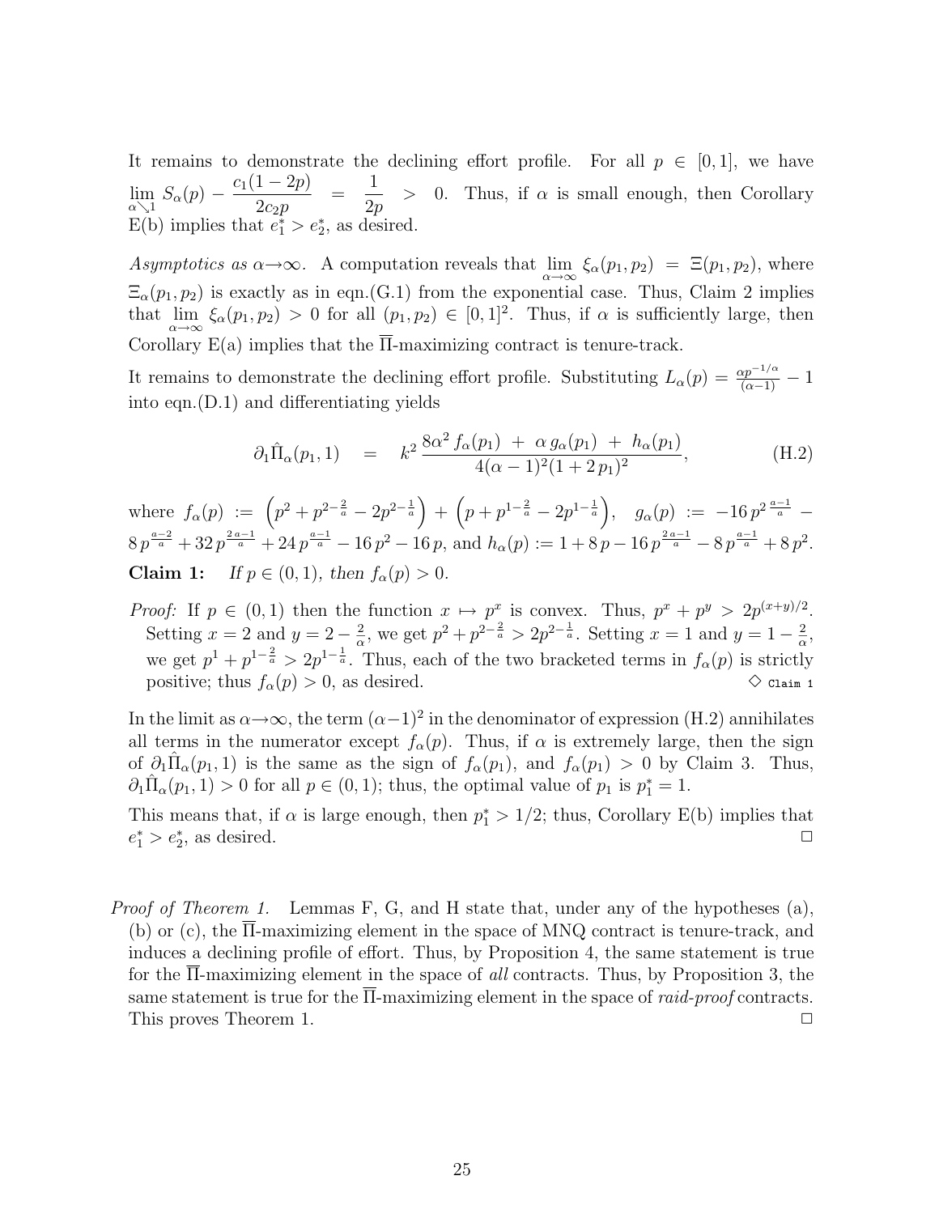It remains to demonstrate the declining effort profile. For all $p \in [0,1]$, we have $\lim_{\alpha \searrow 1} S_\alpha(p) - \frac{c_1(1-2p)}{2c_2 p} = \frac{1}{2p} > 0$. Thus, if $\alpha$ is small enough, then Corollary E(b) implies that $e_1^* > e_2^*$, as desired.

*Asymptotics as* $\alpha \to \infty$. A computation reveals that $\lim_{\alpha\to\infty} \xi_\alpha(p_1,p_2) = \Xi(p_1,p_2)$, where $\Xi_\alpha(p_1,p_2)$ is exactly as in eqn.(G.1) from the exponential case. Thus, Claim 2 implies that $\lim_{\alpha\to\infty} \xi_\alpha(p_1,p_2) > 0$ for all $(p_1,p_2) \in [0,1]^2$. Thus, if $\alpha$ is sufficiently large, then Corollary E(a) implies that the $\overline{\Pi}$-maximizing contract is tenure-track.

It remains to demonstrate the declining effort profile. Substituting $L_\alpha(p) = \frac{\alpha p^{-1/\alpha}}{(\alpha-1)} - 1$ into eqn.(D.1) and differentiating yields

$$\partial_1 \hat{\Pi}_\alpha(p_1,1) \quad = \quad k^2 \, \frac{8\alpha^2 f_\alpha(p_1) \;+\; \alpha\, g_\alpha(p_1) \;+\; h_\alpha(p_1)}{4(\alpha-1)^2(1+2\,p_1)^2}, \tag{H.2}$$

where $f_\alpha(p) := \left(p^2 + p^{2-\frac{2}{a}} - 2p^{2-\frac{1}{a}}\right) + \left(p + p^{1-\frac{2}{a}} - 2p^{1-\frac{1}{a}}\right)$, $g_\alpha(p) := -16\,p^{2\,\frac{a-1}{a}} - 8\,p^{\frac{a-2}{a}} + 32\,p^{\frac{2\,a-1}{a}} + 24\,p^{\frac{a-1}{a}} - 16\,p^2 - 16\,p$, and $h_\alpha(p) := 1 + 8\,p - 16\,p^{\frac{2\,a-1}{a}} - 8\,p^{\frac{a-1}{a}} + 8\,p^2$.

**Claim 1:** *If $p \in (0,1)$, then $f_\alpha(p) > 0$.*

> *Proof:* If $p \in (0,1)$ then the function $x \mapsto p^x$ is convex. Thus, $p^x + p^y > 2p^{(x+y)/2}$. Setting $x = 2$ and $y = 2 - \frac{2}{\alpha}$, we get $p^2 + p^{2-\frac{2}{a}} > 2p^{2-\frac{1}{a}}$. Setting $x = 1$ and $y = 1 - \frac{2}{\alpha}$, we get $p^1 + p^{1-\frac{2}{a}} > 2p^{1-\frac{1}{a}}$. Thus, each of the two bracketed terms in $f_\alpha(p)$ is strictly positive; thus $f_\alpha(p) > 0$, as desired. ◇ Claim 1

In the limit as $\alpha \to \infty$, the term $(\alpha-1)^2$ in the denominator of expression (H.2) annihilates all terms in the numerator except $f_\alpha(p)$. Thus, if $\alpha$ is extremely large, then the sign of $\partial_1 \hat{\Pi}_\alpha(p_1,1)$ is the same as the sign of $f_\alpha(p_1)$, and $f_\alpha(p_1) > 0$ by Claim 3. Thus, $\partial_1 \hat{\Pi}_\alpha(p_1,1) > 0$ for all $p \in (0,1)$; thus, the optimal value of $p_1$ is $p_1^* = 1$.

This means that, if $\alpha$ is large enough, then $p_1^* > 1/2$; thus, Corollary E(b) implies that $e_1^* > e_2^*$, as desired. □

*Proof of Theorem 1.* Lemmas F, G, and H state that, under any of the hypotheses (a), (b) or (c), the $\overline{\Pi}$-maximizing element in the space of MNQ contract is tenure-track, and induces a declining profile of effort. Thus, by Proposition 4, the same statement is true for the $\overline{\Pi}$-maximizing element in the space of *all* contracts. Thus, by Proposition 3, the same statement is true for the $\overline{\Pi}$-maximizing element in the space of *raid-proof* contracts. This proves Theorem 1. □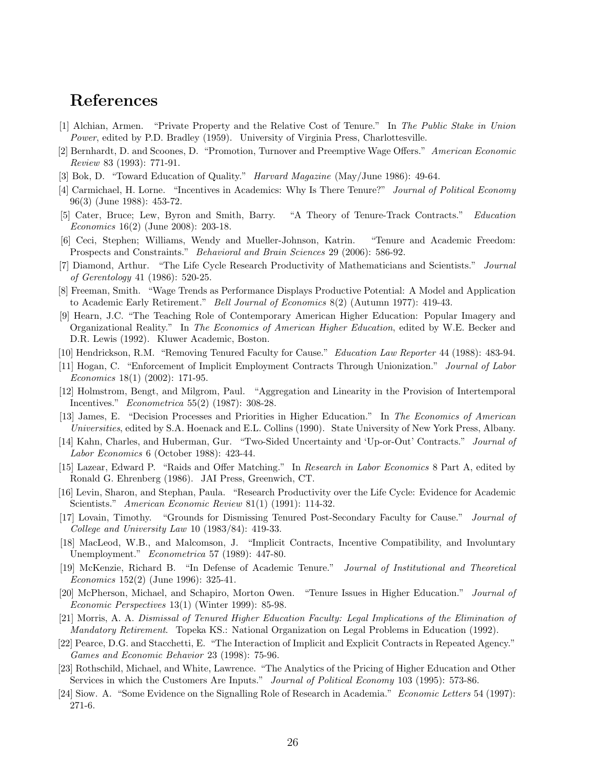# References

[1] Alchian, Armen. "Private Property and the Relative Cost of Tenure." In *The Public Stake in Union Power*, edited by P.D. Bradley (1959). University of Virginia Press, Charlottesville.

[2] Bernhardt, D. and Scoones, D. "Promotion, Turnover and Preemptive Wage Offers." *American Economic Review* 83 (1993): 771-91.

[3] Bok, D. "Toward Education of Quality." *Harvard Magazine* (May/June 1986): 49-64.

[4] Carmichael, H. Lorne. "Incentives in Academics: Why Is There Tenure?" *Journal of Political Economy* 96(3) (June 1988): 453-72.

[5] Cater, Bruce; Lew, Byron and Smith, Barry. "A Theory of Tenure-Track Contracts." *Education Economics* 16(2) (June 2008): 203-18.

[6] Ceci, Stephen; Williams, Wendy and Mueller-Johnson, Katrin. "Tenure and Academic Freedom: Prospects and Constraints." *Behavioral and Brain Sciences* 29 (2006): 586-92.

[7] Diamond, Arthur. "The Life Cycle Research Productivity of Mathematicians and Scientists." *Journal of Gerentology* 41 (1986): 520-25.

[8] Freeman, Smith. "Wage Trends as Performance Displays Productive Potential: A Model and Application to Academic Early Retirement." *Bell Journal of Economics* 8(2) (Autumn 1977): 419-43.

[9] Hearn, J.C. "The Teaching Role of Contemporary American Higher Education: Popular Imagery and Organizational Reality." In *The Economics of American Higher Education*, edited by W.E. Becker and D.R. Lewis (1992). Kluwer Academic, Boston.

[10] Hendrickson, R.M. "Removing Tenured Faculty for Cause." *Education Law Reporter* 44 (1988): 483-94.

[11] Hogan, C. "Enforcement of Implicit Employment Contracts Through Unionization." *Journal of Labor Economics* 18(1) (2002): 171-95.

[12] Holmstrom, Bengt, and Milgrom, Paul. "Aggregation and Linearity in the Provision of Intertemporal Incentives." *Econometrica* 55(2) (1987): 308-28.

[13] James, E. "Decision Processes and Priorities in Higher Education." In *The Economics of American Universities*, edited by S.A. Hoenack and E.L. Collins (1990). State University of New York Press, Albany.

[14] Kahn, Charles, and Huberman, Gur. "Two-Sided Uncertainty and 'Up-or-Out' Contracts." *Journal of Labor Economics* 6 (October 1988): 423-44.

[15] Lazear, Edward P. "Raids and Offer Matching." In *Research in Labor Economics* 8 Part A, edited by Ronald G. Ehrenberg (1986). JAI Press, Greenwich, CT.

[16] Levin, Sharon, and Stephan, Paula. "Research Productivity over the Life Cycle: Evidence for Academic Scientists." *American Economic Review* 81(1) (1991): 114-32.

[17] Lovain, Timothy. "Grounds for Dismissing Tenured Post-Secondary Faculty for Cause." *Journal of College and University Law* 10 (1983/84): 419-33.

[18] MacLeod, W.B., and Malcomson, J. "Implicit Contracts, Incentive Compatibility, and Involuntary Unemployment." *Econometrica* 57 (1989): 447-80.

[19] McKenzie, Richard B. "In Defense of Academic Tenure." *Journal of Institutional and Theoretical Economics* 152(2) (June 1996): 325-41.

[20] McPherson, Michael, and Schapiro, Morton Owen. "Tenure Issues in Higher Education." *Journal of Economic Perspectives* 13(1) (Winter 1999): 85-98.

[21] Morris, A. A. *Dismissal of Tenured Higher Education Faculty: Legal Implications of the Elimination of Mandatory Retirement*. Topeka KS.: National Organization on Legal Problems in Education (1992).

[22] Pearce, D.G. and Stacchetti, E. "The Interaction of Implicit and Explicit Contracts in Repeated Agency." *Games and Economic Behavior* 23 (1998): 75-96.

[23] Rothschild, Michael, and White, Lawrence. "The Analytics of the Pricing of Higher Education and Other Services in which the Customers Are Inputs." *Journal of Political Economy* 103 (1995): 573-86.

[24] Siow. A. "Some Evidence on the Signalling Role of Research in Academia." *Economic Letters* 54 (1997): 271-6.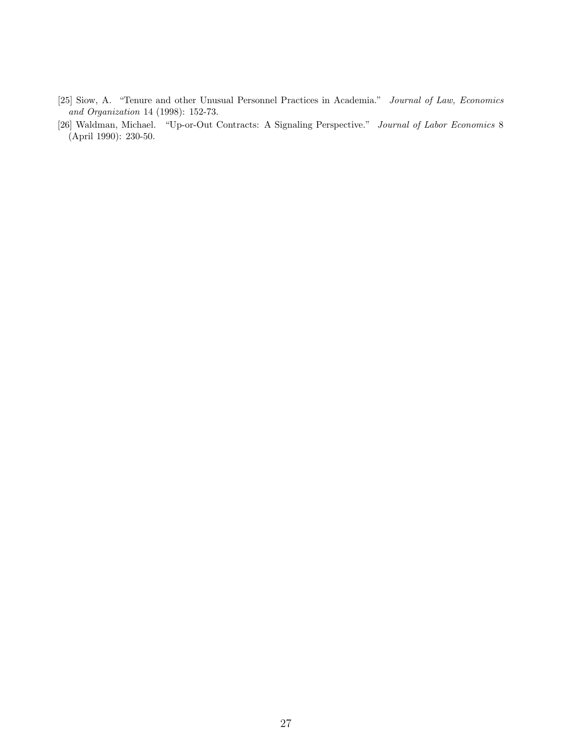[25] Siow, A. "Tenure and other Unusual Personnel Practices in Academia." *Journal of Law, Economics and Organization* 14 (1998): 152-73.

[26] Waldman, Michael. "Up-or-Out Contracts: A Signaling Perspective." *Journal of Labor Economics* 8 (April 1990): 230-50.